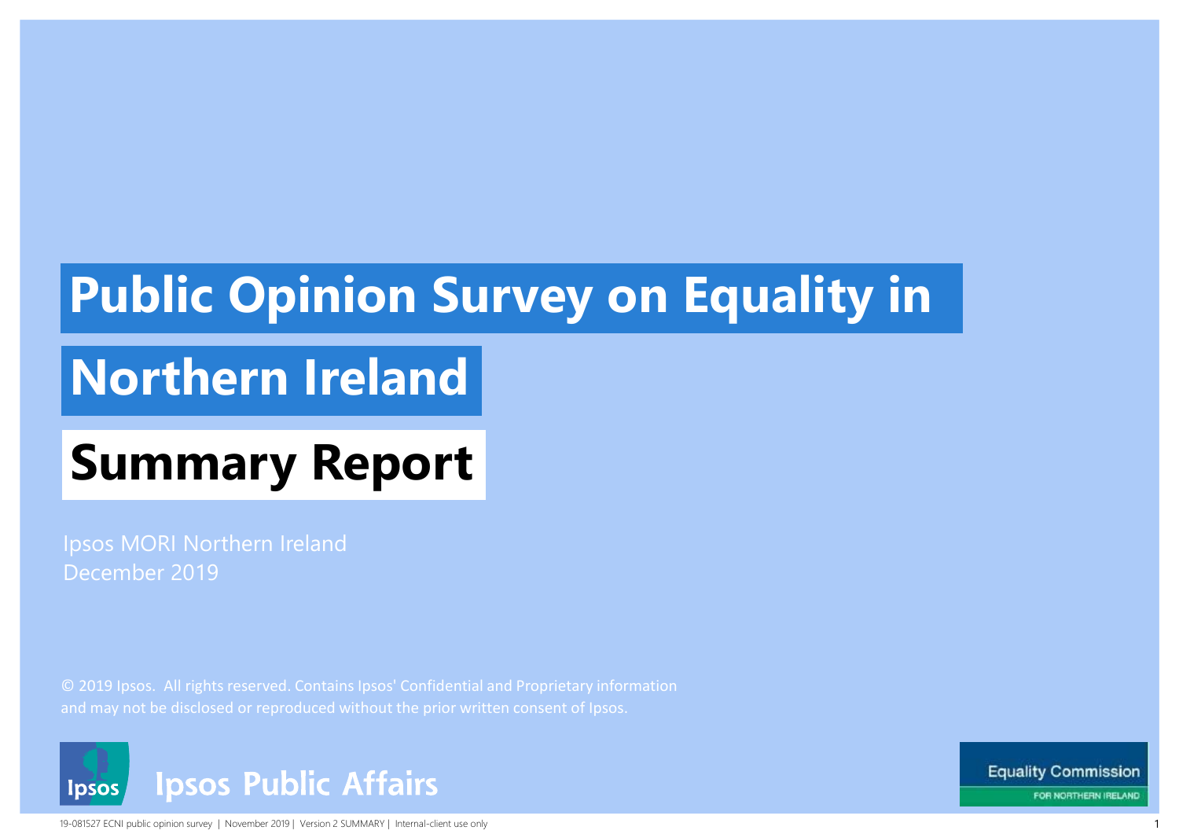# Public Opinion Survey on Equality in Northern Ireland

## Summary Report

Ipsos MORI Northern Ireland
December 2019

© 2019 Ipsos. All rights reserved. Contains Ipsos' Confidential and Proprietary information and may not be disclosed or reproduced without the prior written consent of Ipsos.

Ipsos Public Affairs

Equality Commission FOR NORTHERN IRELAND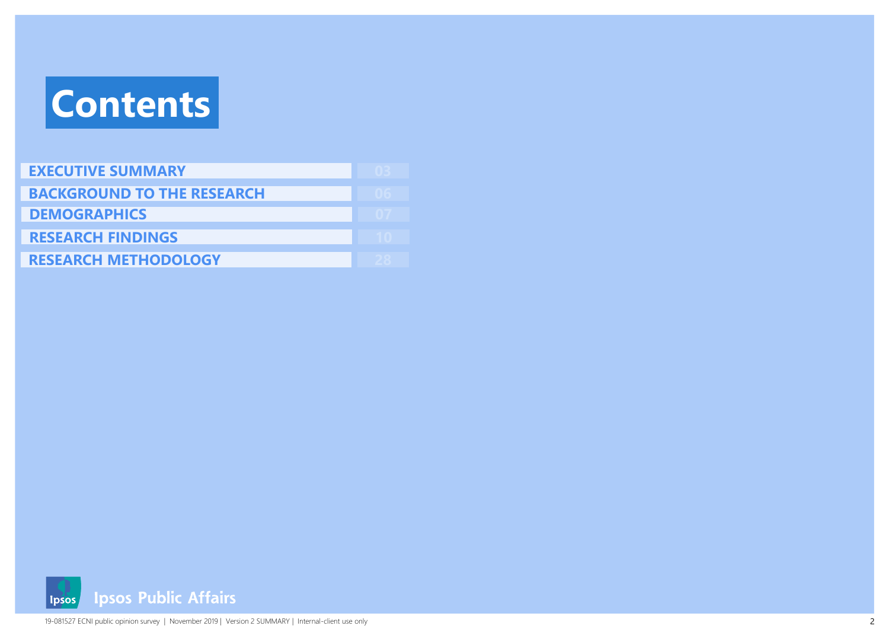# Contents

| | |
|---|---|
| EXECUTIVE SUMMARY | 03 |
| BACKGROUND TO THE RESEARCH | 06 |
| DEMOGRAPHICS | 07 |
| RESEARCH FINDINGS | 10 |
| RESEARCH METHODOLOGY | 28 |

Ipsos Public Affairs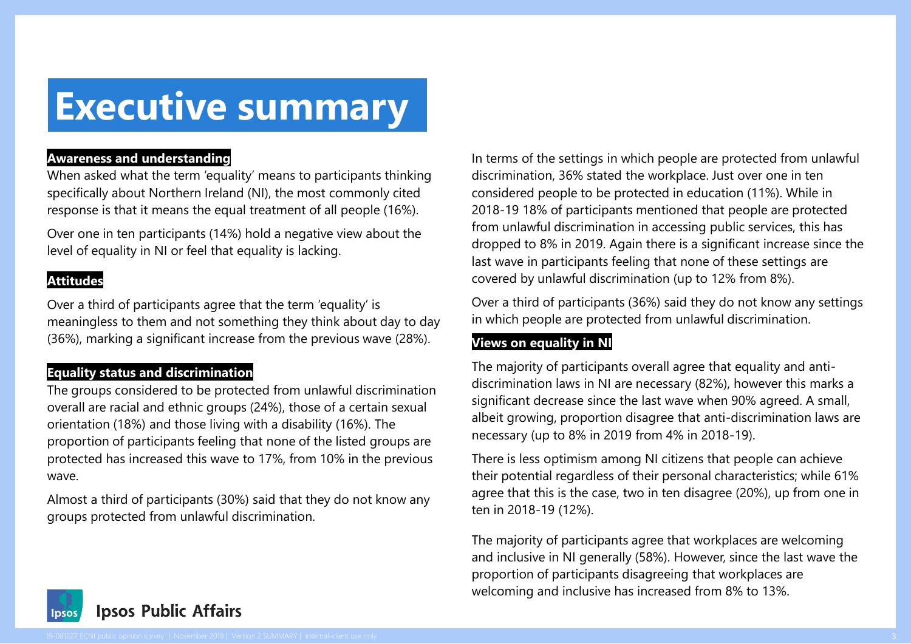# Executive summary

**Awareness and understanding**

When asked what the term 'equality' means to participants thinking specifically about Northern Ireland (NI), the most commonly cited response is that it means the equal treatment of all people (16%).

Over one in ten participants (14%) hold a negative view about the level of equality in NI or feel that equality is lacking.

**Attitudes**

Over a third of participants agree that the term 'equality' is meaningless to them and not something they think about day to day (36%), marking a significant increase from the previous wave (28%).

**Equality status and discrimination**

The groups considered to be protected from unlawful discrimination overall are racial and ethnic groups (24%), those of a certain sexual orientation (18%) and those living with a disability (16%). The proportion of participants feeling that none of the listed groups are protected has increased this wave to 17%, from 10% in the previous wave.

Almost a third of participants (30%) said that they do not know any groups protected from unlawful discrimination.

In terms of the settings in which people are protected from unlawful discrimination, 36% stated the workplace. Just over one in ten considered people to be protected in education (11%). While in 2018-19 18% of participants mentioned that people are protected from unlawful discrimination in accessing public services, this has dropped to 8% in 2019. Again there is a significant increase since the last wave in participants feeling that none of these settings are covered by unlawful discrimination (up to 12% from 8%).

Over a third of participants (36%) said they do not know any settings in which people are protected from unlawful discrimination.

**Views on equality in NI**

The majority of participants overall agree that equality and anti-discrimination laws in NI are necessary (82%), however this marks a significant decrease since the last wave when 90% agreed. A small, albeit growing, proportion disagree that anti-discrimination laws are necessary (up to 8% in 2019 from 4% in 2018-19).

There is less optimism among NI citizens that people can achieve their potential regardless of their personal characteristics; while 61% agree that this is the case, two in ten disagree (20%), up from one in ten in 2018-19 (12%).

The majority of participants agree that workplaces are welcoming and inclusive in NI generally (58%). However, since the last wave the proportion of participants disagreeing that workplaces are welcoming and inclusive has increased from 8% to 13%.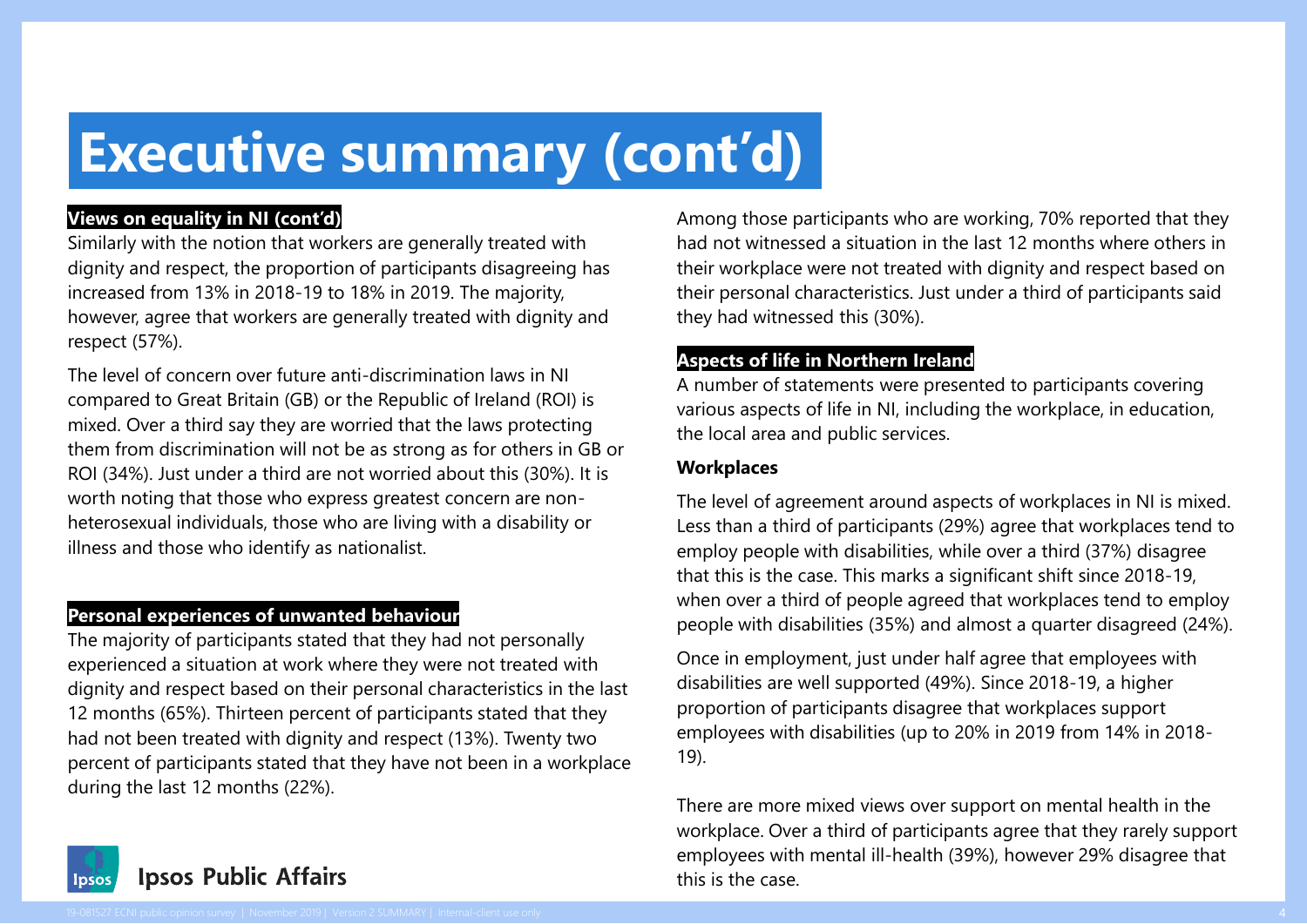# Executive summary (cont'd)

**Views on equality in NI (cont'd)**

Similarly with the notion that workers are generally treated with dignity and respect, the proportion of participants disagreeing has increased from 13% in 2018-19 to 18% in 2019. The majority, however, agree that workers are generally treated with dignity and respect (57%).

The level of concern over future anti-discrimination laws in NI compared to Great Britain (GB) or the Republic of Ireland (ROI) is mixed. Over a third say they are worried that the laws protecting them from discrimination will not be as strong as for others in GB or ROI (34%). Just under a third are not worried about this (30%). It is worth noting that those who express greatest concern are non-heterosexual individuals, those who are living with a disability or illness and those who identify as nationalist.

**Personal experiences of unwanted behaviour**

The majority of participants stated that they had not personally experienced a situation at work where they were not treated with dignity and respect based on their personal characteristics in the last 12 months (65%). Thirteen percent of participants stated that they had not been treated with dignity and respect (13%). Twenty two percent of participants stated that they have not been in a workplace during the last 12 months (22%).

Among those participants who are working, 70% reported that they had not witnessed a situation in the last 12 months where others in their workplace were not treated with dignity and respect based on their personal characteristics. Just under a third of participants said they had witnessed this (30%).

**Aspects of life in Northern Ireland**

A number of statements were presented to participants covering various aspects of life in NI, including the workplace, in education, the local area and public services.

**Workplaces**

The level of agreement around aspects of workplaces in NI is mixed. Less than a third of participants (29%) agree that workplaces tend to employ people with disabilities, while over a third (37%) disagree that this is the case. This marks a significant shift since 2018-19, when over a third of people agreed that workplaces tend to employ people with disabilities (35%) and almost a quarter disagreed (24%).

Once in employment, just under half agree that employees with disabilities are well supported (49%). Since 2018-19, a higher proportion of participants disagree that workplaces support employees with disabilities (up to 20% in 2019 from 14% in 2018-19).

There are more mixed views over support on mental health in the workplace. Over a third of participants agree that they rarely support employees with mental ill-health (39%), however 29% disagree that this is the case.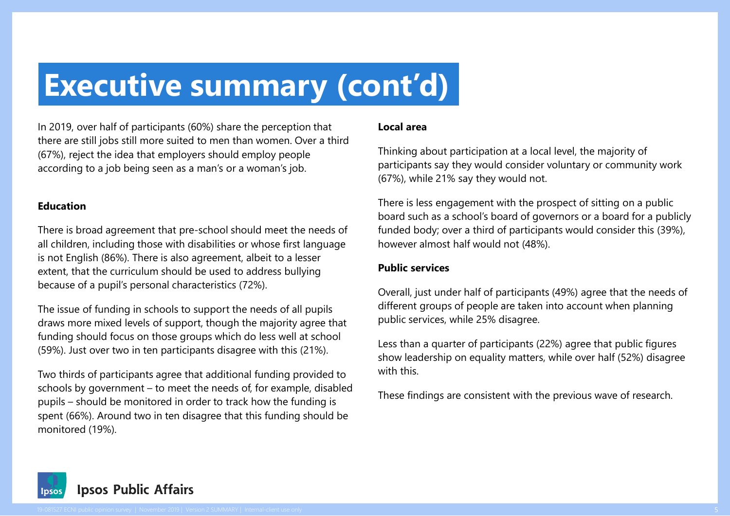# Executive summary (cont'd)

In 2019, over half of participants (60%) share the perception that there are still jobs still more suited to men than women. Over a third (67%), reject the idea that employers should employ people according to a job being seen as a man's or a woman's job.

**Education**

There is broad agreement that pre-school should meet the needs of all children, including those with disabilities or whose first language is not English (86%). There is also agreement, albeit to a lesser extent, that the curriculum should be used to address bullying because of a pupil's personal characteristics (72%).

The issue of funding in schools to support the needs of all pupils draws more mixed levels of support, though the majority agree that funding should focus on those groups which do less well at school (59%). Just over two in ten participants disagree with this (21%).

Two thirds of participants agree that additional funding provided to schools by government – to meet the needs of, for example, disabled pupils – should be monitored in order to track how the funding is spent (66%). Around two in ten disagree that this funding should be monitored (19%).

**Local area**

Thinking about participation at a local level, the majority of participants say they would consider voluntary or community work (67%), while 21% say they would not.

There is less engagement with the prospect of sitting on a public board such as a school's board of governors or a board for a publicly funded body; over a third of participants would consider this (39%), however almost half would not (48%).

**Public services**

Overall, just under half of participants (49%) agree that the needs of different groups of people are taken into account when planning public services, while 25% disagree.

Less than a quarter of participants (22%) agree that public figures show leadership on equality matters, while over half (52%) disagree with this.

These findings are consistent with the previous wave of research.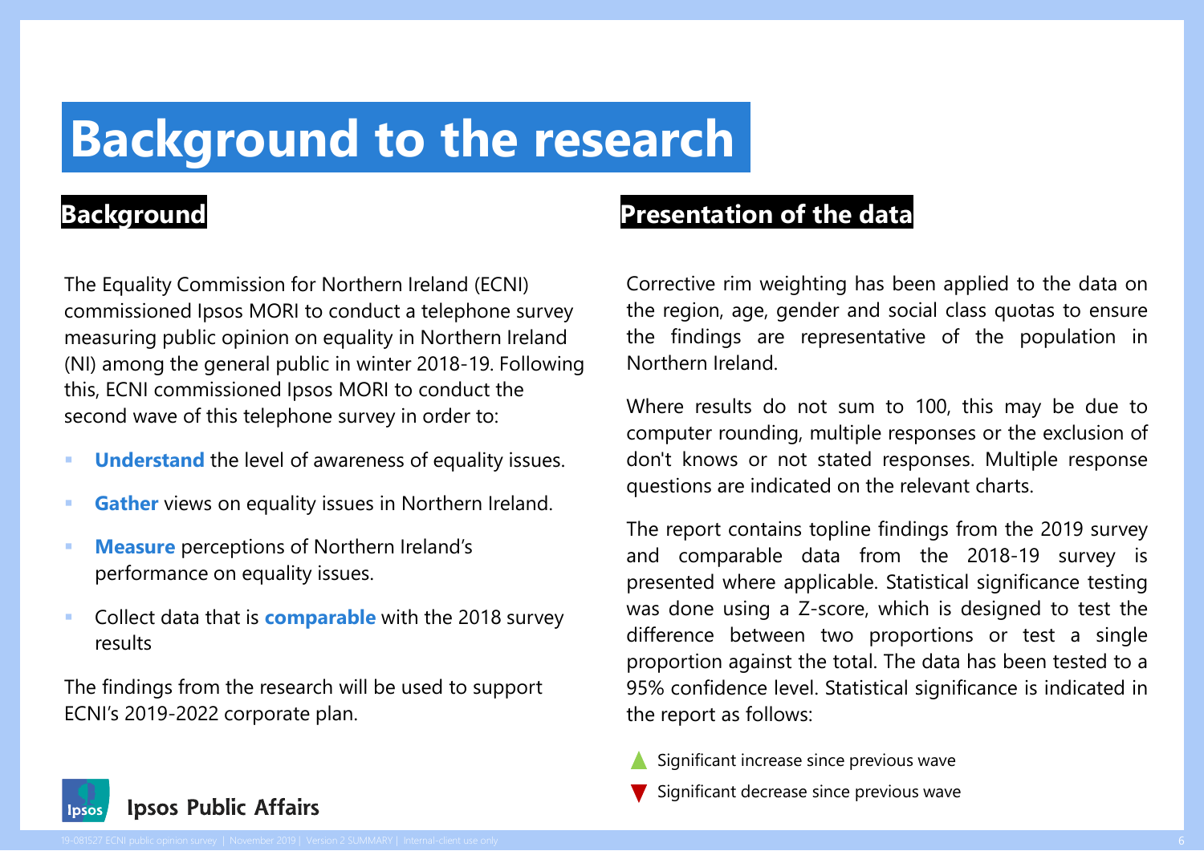# Background to the research

## Background

The Equality Commission for Northern Ireland (ECNI) commissioned Ipsos MORI to conduct a telephone survey measuring public opinion on equality in Northern Ireland (NI) among the general public in winter 2018-19. Following this, ECNI commissioned Ipsos MORI to conduct the second wave of this telephone survey in order to:

- **Understand** the level of awareness of equality issues.
- **Gather** views on equality issues in Northern Ireland.
- **Measure** perceptions of Northern Ireland's performance on equality issues.
- Collect data that is **comparable** with the 2018 survey results

The findings from the research will be used to support ECNI's 2019-2022 corporate plan.

## Presentation of the data

Corrective rim weighting has been applied to the data on the region, age, gender and social class quotas to ensure the findings are representative of the population in Northern Ireland.

Where results do not sum to 100, this may be due to computer rounding, multiple responses or the exclusion of don't knows or not stated responses. Multiple response questions are indicated on the relevant charts.

The report contains topline findings from the 2019 survey and comparable data from the 2018-19 survey is presented where applicable. Statistical significance testing was done using a Z-score, which is designed to test the difference between two proportions or test a single proportion against the total. The data has been tested to a 95% confidence level. Statistical significance is indicated in the report as follows:

▲ Significant increase since previous wave

▼ Significant decrease since previous wave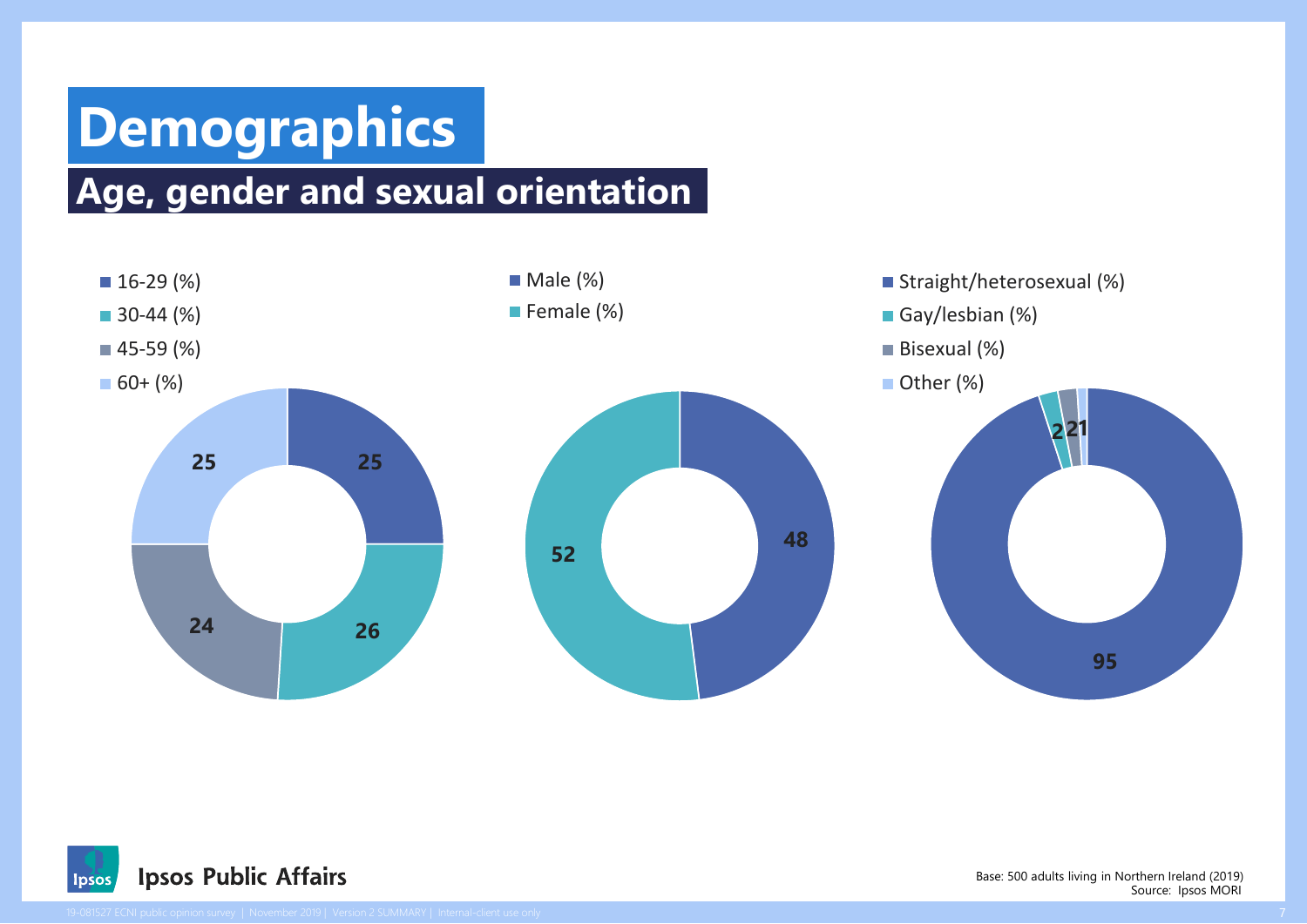# Demographics

## Age, gender and sexual orientation

| Age | % |
|---|---|
| 16-29 (%) | 25 |
| 30-44 (%) | 26 |
| 45-59 (%) | 24 |
| 60+ (%) | 25 |

| Gender | % |
|---|---|
| Male (%) | 48 |
| Female (%) | 52 |

| Sexual orientation | % |
|---|---|
| Straight/heterosexual (%) | 95 |
| Gay/lesbian (%) | 2 |
| Bisexual (%) | 2 |
| Other (%) | 1 |

Ipsos Public Affairs

Base: 500 adults living in Northern Ireland (2019)
Source: Ipsos MORI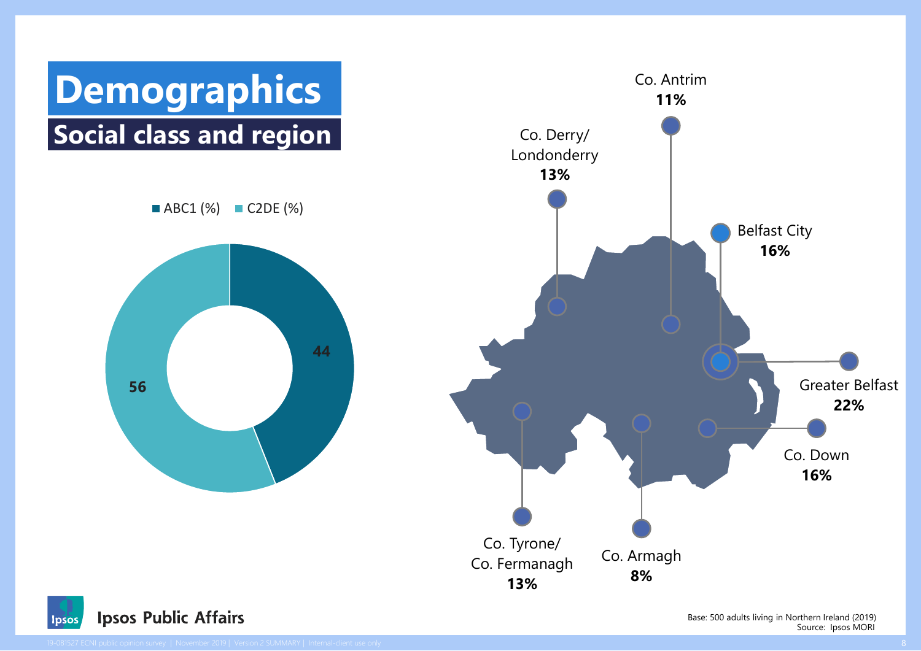# Demographics

## Social class and region

ABC1 (%) C2DE (%)

| Social class | % |
| --- | --- |
| ABC1 | 44 |
| C2DE | 56 |

| Region | % |
| --- | --- |
| Co. Antrim | 11% |
| Co. Derry/ Londonderry | 13% |
| Belfast City | 16% |
| Greater Belfast | 22% |
| Co. Down | 16% |
| Co. Armagh | 8% |
| Co. Tyrone/ Co. Fermanagh | 13% |

Ipsos Public Affairs

Base: 500 adults living in Northern Ireland (2019)
Source: Ipsos MORI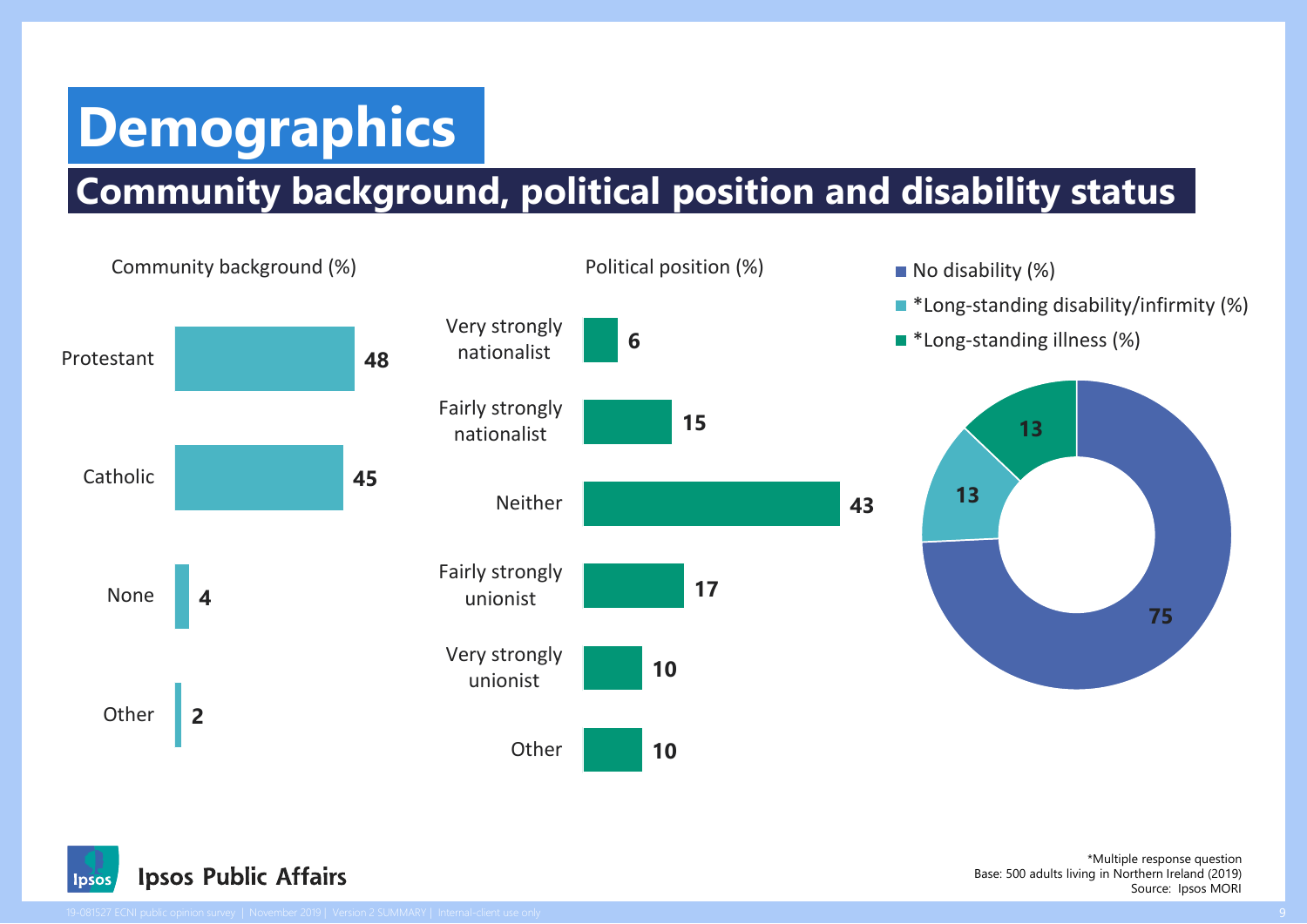# Demographics

## Community background, political position and disability status

Community background (%)

| Community background | % |
|---|---|
| Protestant | 48 |
| Catholic | 45 |
| None | 4 |
| Other | 2 |

Political position (%)

| Political position | % |
|---|---|
| Very strongly nationalist | 6 |
| Fairly strongly nationalist | 15 |
| Neither | 43 |
| Fairly strongly unionist | 17 |
| Very strongly unionist | 10 |
| Other | 10 |

| Disability status | % |
|---|---|
| No disability (%) | 75 |
| *Long-standing disability/infirmity (%) | 13 |
| *Long-standing illness (%) | 13 |

*Multiple response question
Base: 500 adults living in Northern Ireland (2019)
Source: Ipsos MORI

Ipsos Public Affairs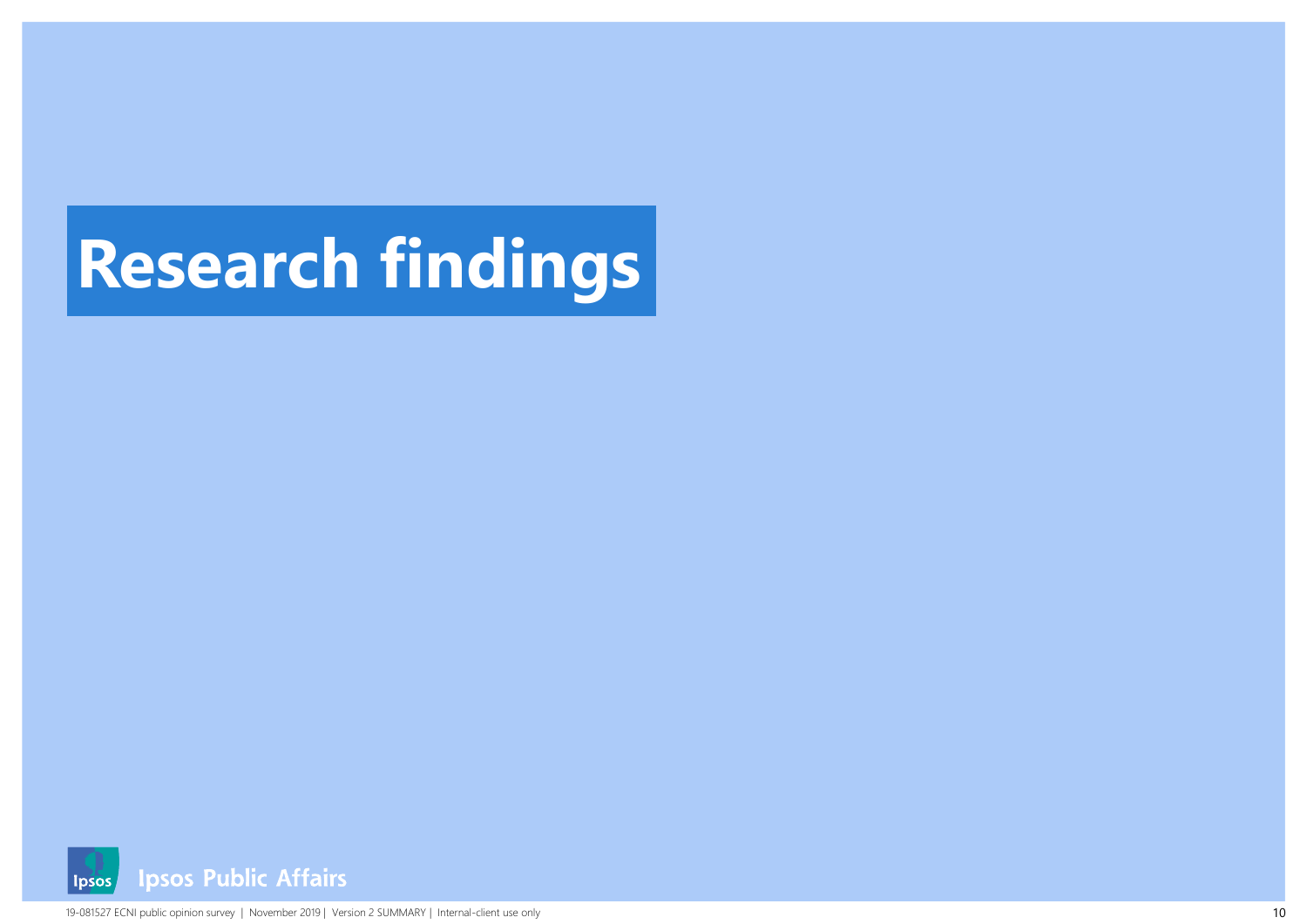# Research findings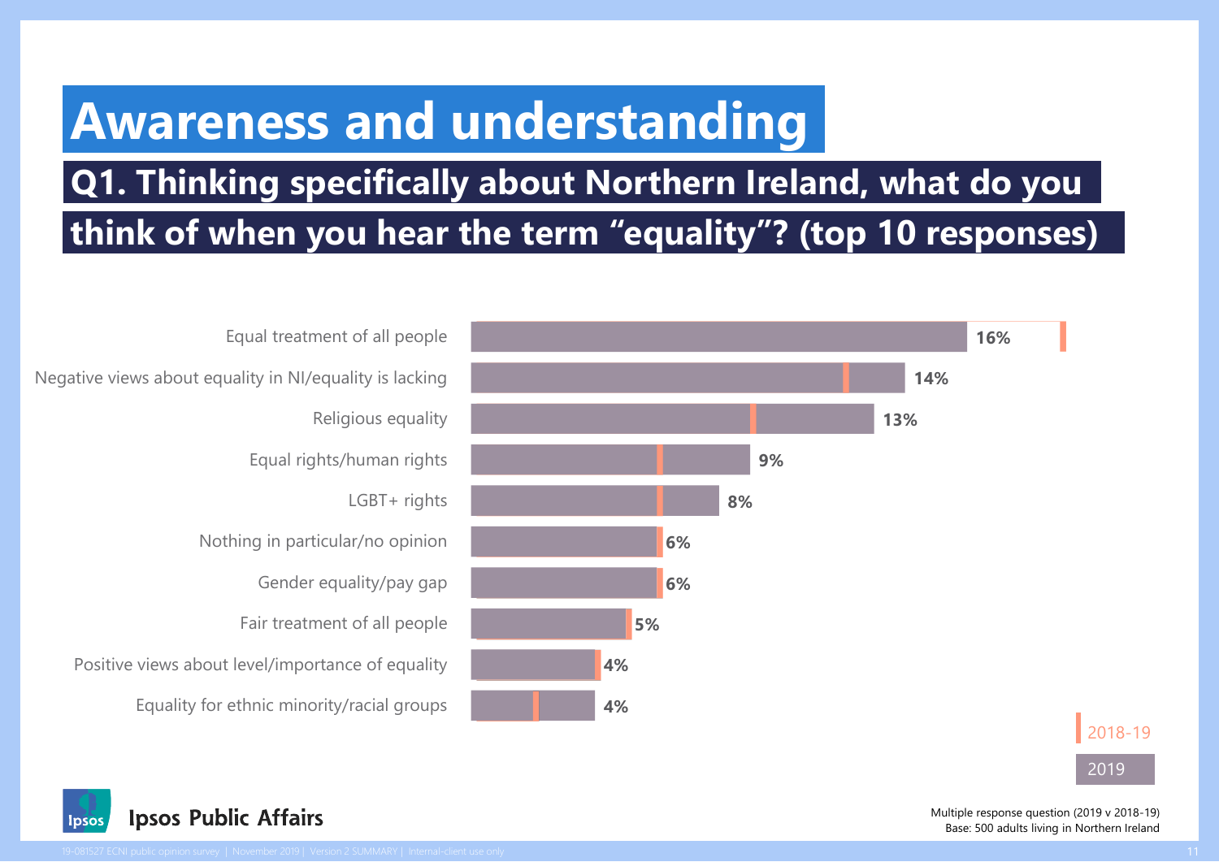# Awareness and understanding

## Q1. Thinking specifically about Northern Ireland, what do you think of when you hear the term "equality"? (top 10 responses)

| Response | 2019 |
|---|---|
| Equal treatment of all people | 16% |
| Negative views about equality in NI/equality is lacking | 14% |
| Religious equality | 13% |
| Equal rights/human rights | 9% |
| LGBT+ rights | 8% |
| Nothing in particular/no opinion | 6% |
| Gender equality/pay gap | 6% |
| Fair treatment of all people | 5% |
| Positive views about level/importance of equality | 4% |
| Equality for ethnic minority/racial groups | 4% |

2018-19

2019

Multiple response question (2019 v 2018-19)
Base: 500 adults living in Northern Ireland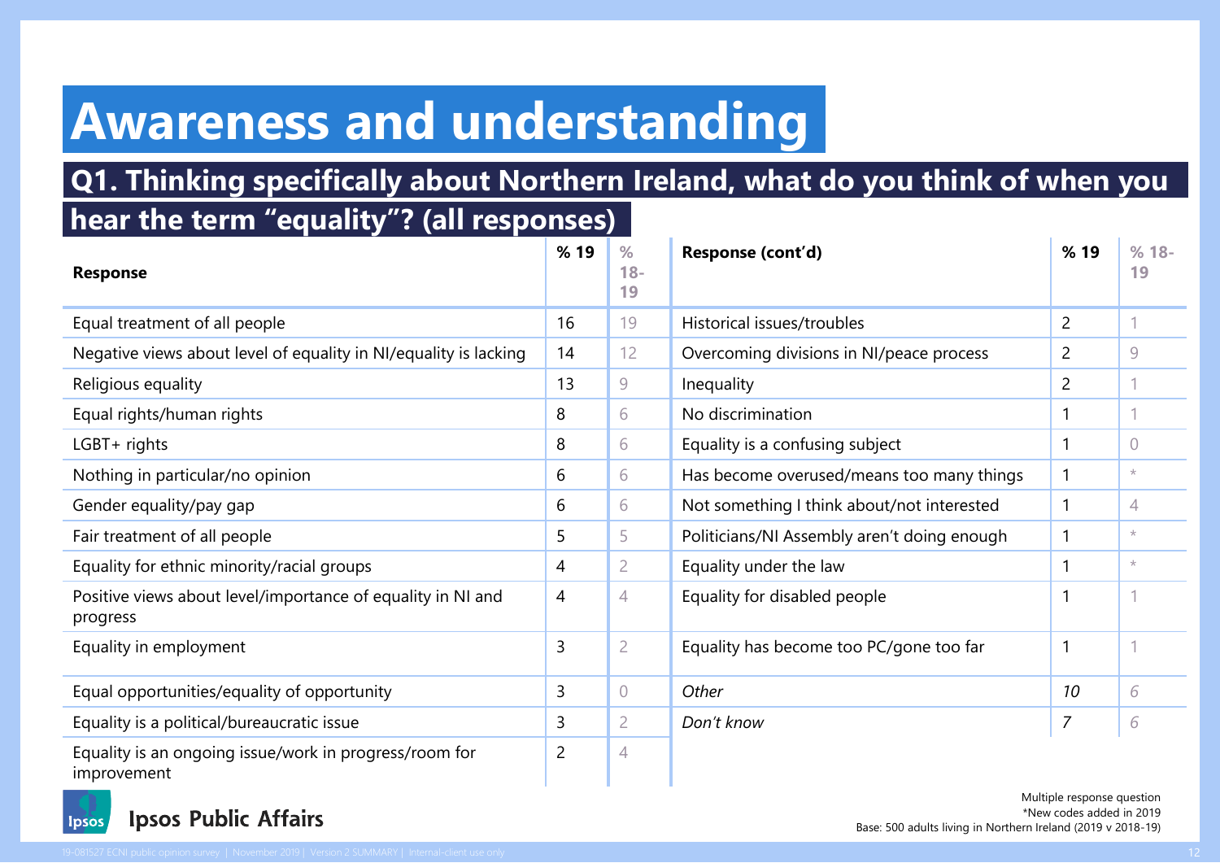# Awareness and understanding

## Q1. Thinking specifically about Northern Ireland, what do you think of when you hear the term "equality"? (all responses)

| Response | % 19 | % 18-19 | Response (cont'd) | % 19 | % 18-19 |
|---|---|---|---|---|---|
| Equal treatment of all people | 16 | 19 | Historical issues/troubles | 2 | 1 |
| Negative views about level of equality in NI/equality is lacking | 14 | 12 | Overcoming divisions in NI/peace process | 2 | 9 |
| Religious equality | 13 | 9 | Inequality | 2 | 1 |
| Equal rights/human rights | 8 | 6 | No discrimination | 1 | 1 |
| LGBT+ rights | 8 | 6 | Equality is a confusing subject | 1 | 0 |
| Nothing in particular/no opinion | 6 | 6 | Has become overused/means too many things | 1 | * |
| Gender equality/pay gap | 6 | 6 | Not something I think about/not interested | 1 | 4 |
| Fair treatment of all people | 5 | 5 | Politicians/NI Assembly aren't doing enough | 1 | * |
| Equality for ethnic minority/racial groups | 4 | 2 | Equality under the law | 1 | * |
| Positive views about level/importance of equality in NI and progress | 4 | 4 | Equality for disabled people | 1 | 1 |
| Equality in employment | 3 | 2 | Equality has become too PC/gone too far | 1 | 1 |
| Equal opportunities/equality of opportunity | 3 | 0 | *Other* | *10* | *6* |
| Equality is a political/bureaucratic issue | 3 | 2 | *Don't know* | *7* | *6* |
| Equality is an ongoing issue/work in progress/room for improvement | 2 | 4 | | | |

Multiple response question
*New codes added in 2019
Base: 500 adults living in Northern Ireland (2019 v 2018-19)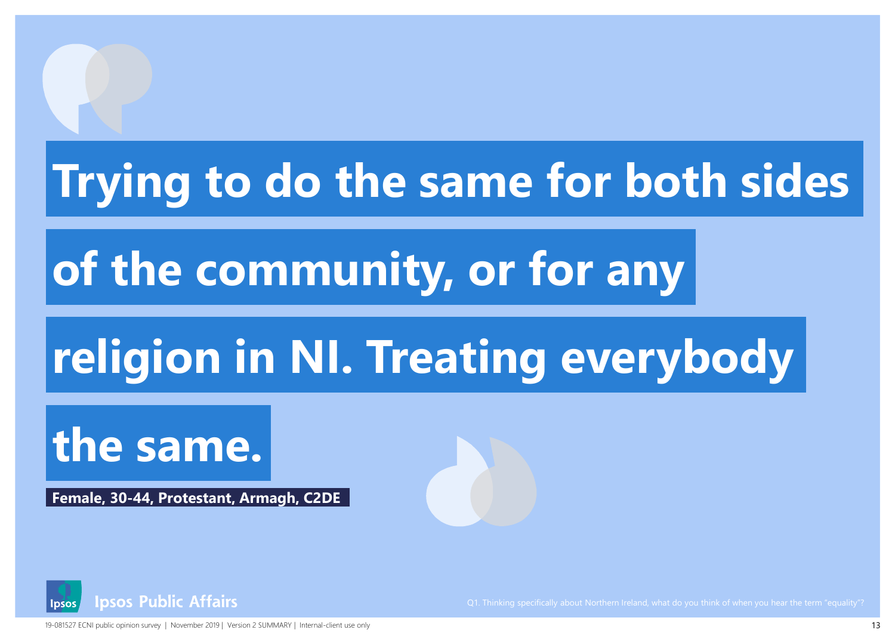**Trying to do the same for both sides of the community, or for any religion in NI. Treating everybody the same.**

**Female, 30-44, Protestant, Armagh, C2DE**

Q1. Thinking specifically about Northern Ireland, what do you think of when you hear the term "equality"?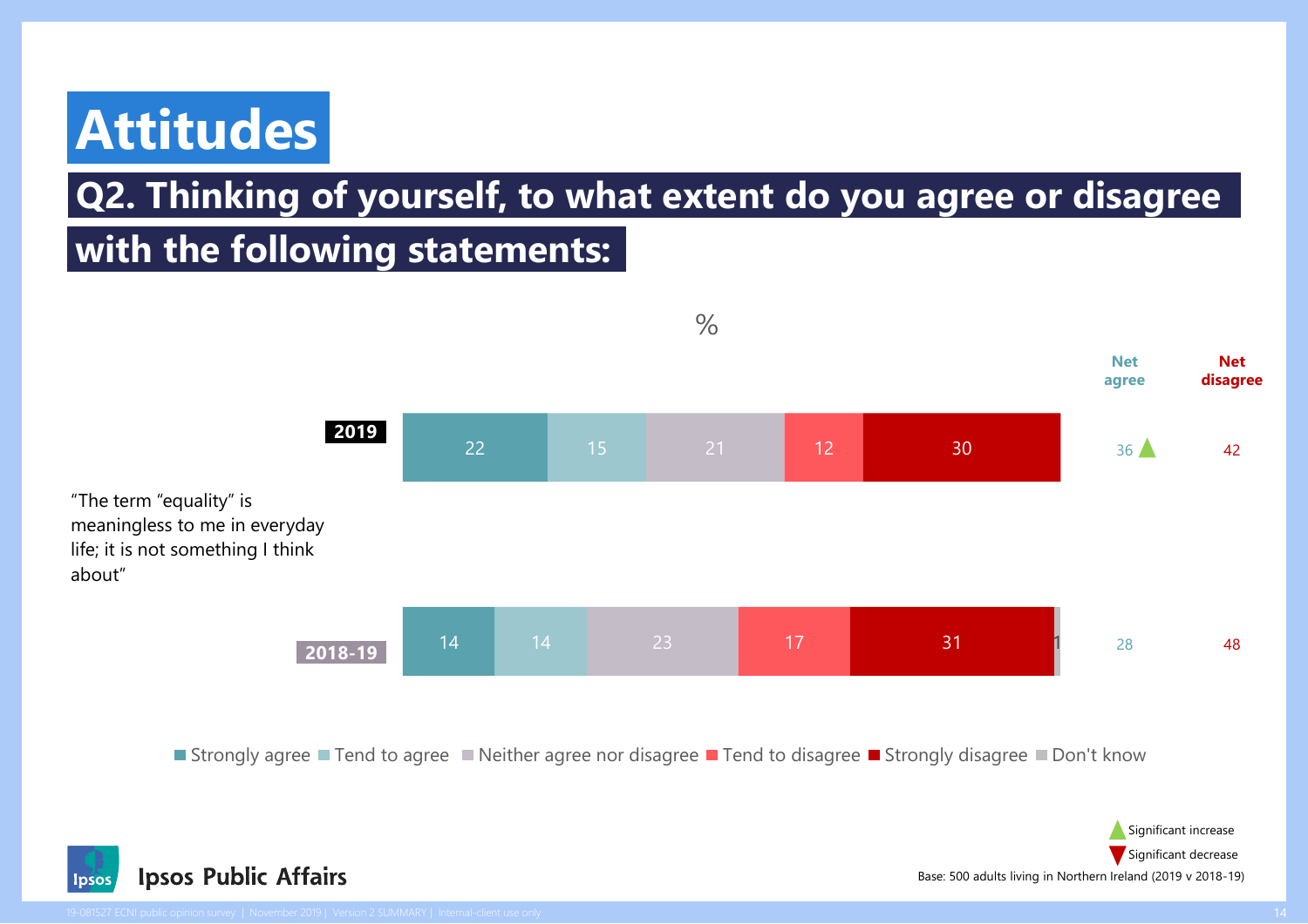# Attitudes

## Q2. Thinking of yourself, to what extent do you agree or disagree with the following statements:

%

"The term "equality" is meaningless to me in everyday life; it is not something I think about"

| | Strongly agree | Tend to agree | Neither agree nor disagree | Tend to disagree | Strongly disagree | Don't know | Net agree | Net disagree |
|---|---|---|---|---|---|---|---|---|
| 2019 | 22 | 15 | 21 | 12 | 30 | | 36 ▲ | 42 |
| 2018-19 | 14 | 14 | 23 | 17 | 31 | 1 | 28 | 48 |

▲ Significant increase

▼ Significant decrease

Base: 500 adults living in Northern Ireland (2019 v 2018-19)

Ipsos Public Affairs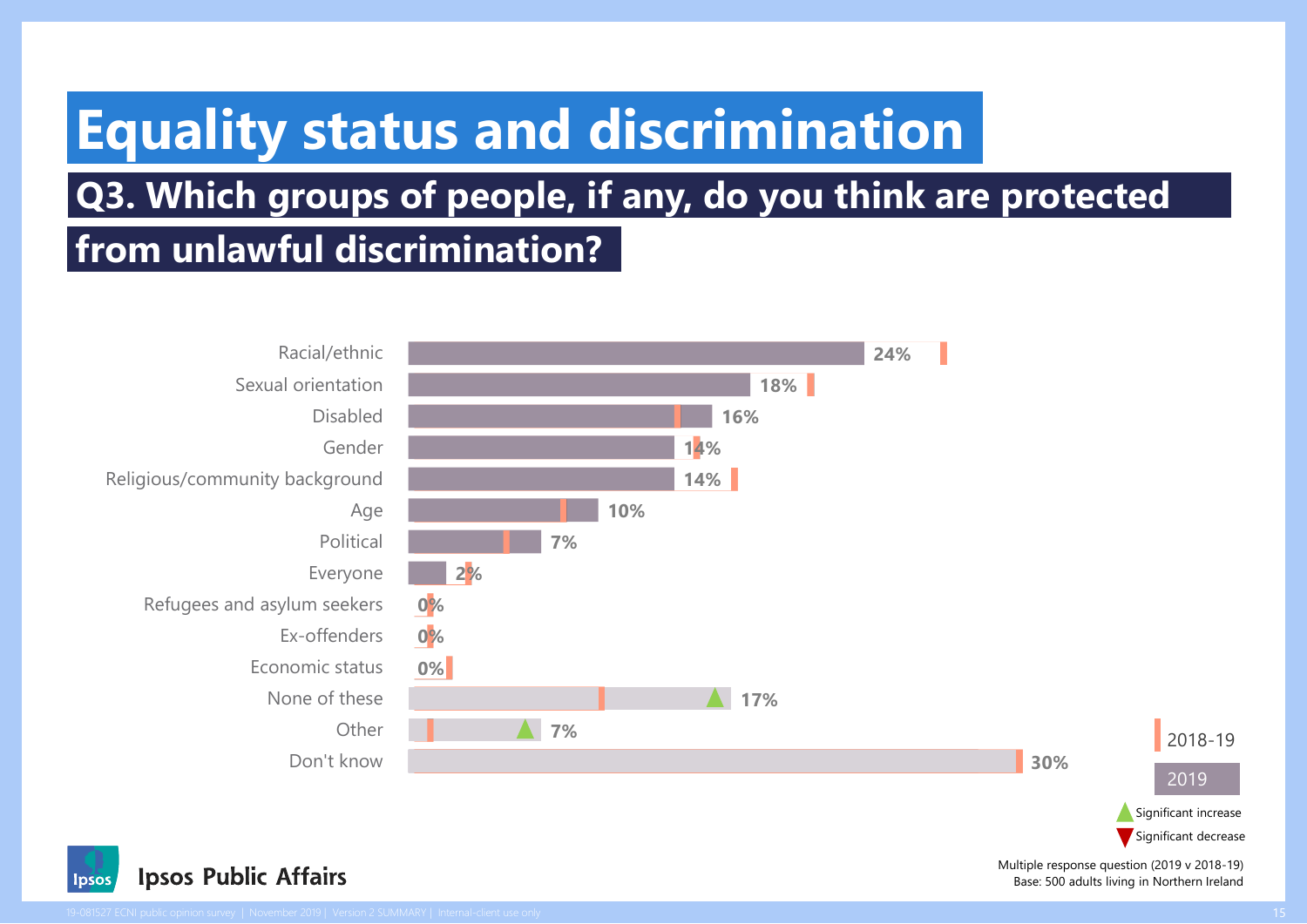# Equality status and discrimination

## Q3. Which groups of people, if any, do you think are protected from unlawful discrimination?

| Group | 2019 |
|---|---|
| Racial/ethnic | 24% |
| Sexual orientation | 18% |
| Disabled | 16% |
| Gender | 14% |
| Religious/community background | 14% |
| Age | 10% |
| Political | 7% |
| Everyone | 2% |
| Refugees and asylum seekers | 0% |
| Ex-offenders | 0% |
| Economic status | 0% |
| None of these | 17% ▲ |
| Other | 7% ▲ |
| Don't know | 30% |

2018-19 | 2019

▲ Significant increase
▼ Significant decrease

Multiple response question (2019 v 2018-19)
Base: 500 adults living in Northern Ireland

Ipsos Public Affairs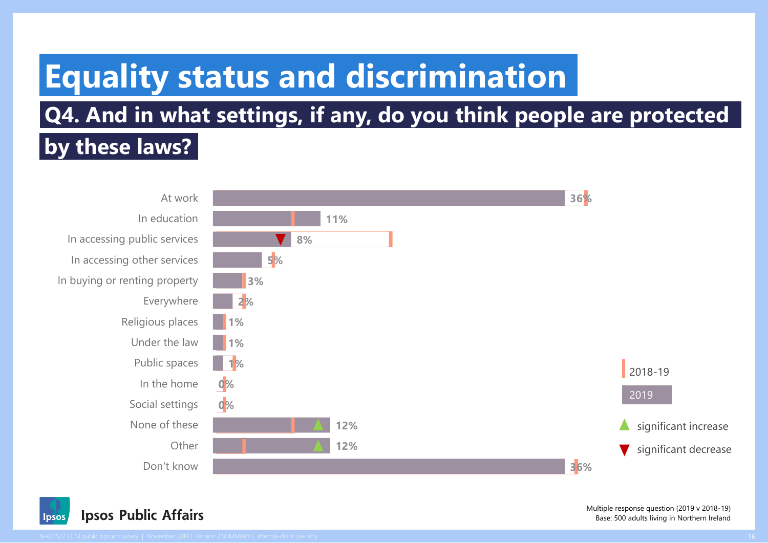# Equality status and discrimination

## Q4. And in what settings, if any, do you think people are protected by these laws?

| Setting | 2019 | Change vs 2018-19 |
|---|---|---|
| At work | 36% | |
| In education | 11% | |
| In accessing public services | 8% | significant decrease |
| In accessing other services | 5% | |
| In buying or renting property | 3% | |
| Everywhere | 2% | |
| Religious places | 1% | |
| Under the law | 1% | |
| Public spaces | 1% | |
| In the home | 0% | |
| Social settings | 0% | |
| None of these | 12% | significant increase |
| Other | 12% | significant increase |
| Don't know | 36% | |

Legend: 2018-19; 2019; significant increase; significant decrease

Multiple response question (2019 v 2018-19)
Base: 500 adults living in Northern Ireland

Ipsos Public Affairs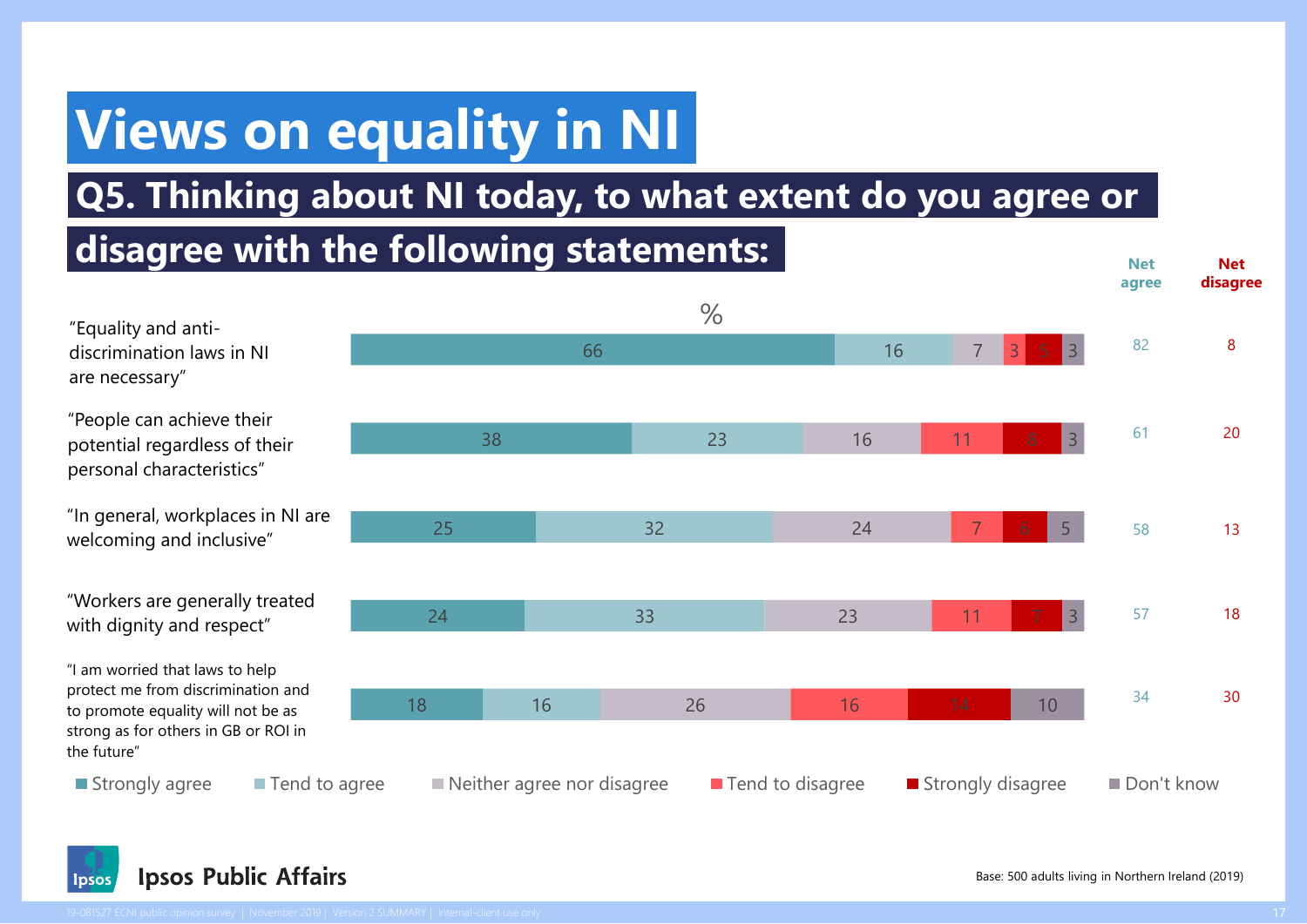# Views on equality in NI

## Q5. Thinking about NI today, to what extent do you agree or disagree with the following statements:

%

| Statement | Strongly agree | Tend to agree | Neither agree nor disagree | Tend to disagree | Strongly disagree | Don't know | Net agree | Net disagree |
|---|---|---|---|---|---|---|---|---|
| "Equality and anti-discrimination laws in NI are necessary" | 66 | 16 | 7 | 3 | 5 | 3 | 82 | 8 |
| "People can achieve their potential regardless of their personal characteristics" | 38 | 23 | 16 | 11 | 8 | 3 | 61 | 20 |
| "In general, workplaces in NI are welcoming and inclusive" | 25 | 32 | 24 | 7 | 6 | 5 | 58 | 13 |
| "Workers are generally treated with dignity and respect" | 24 | 33 | 23 | 11 | 7 | 3 | 57 | 18 |
| "I am worried that laws to help protect me from discrimination and to promote equality will not be as strong as for others in GB or ROI in the future" | 18 | 16 | 26 | 16 | 14 | 10 | 34 | 30 |

Base: 500 adults living in Northern Ireland (2019)

Ipsos Public Affairs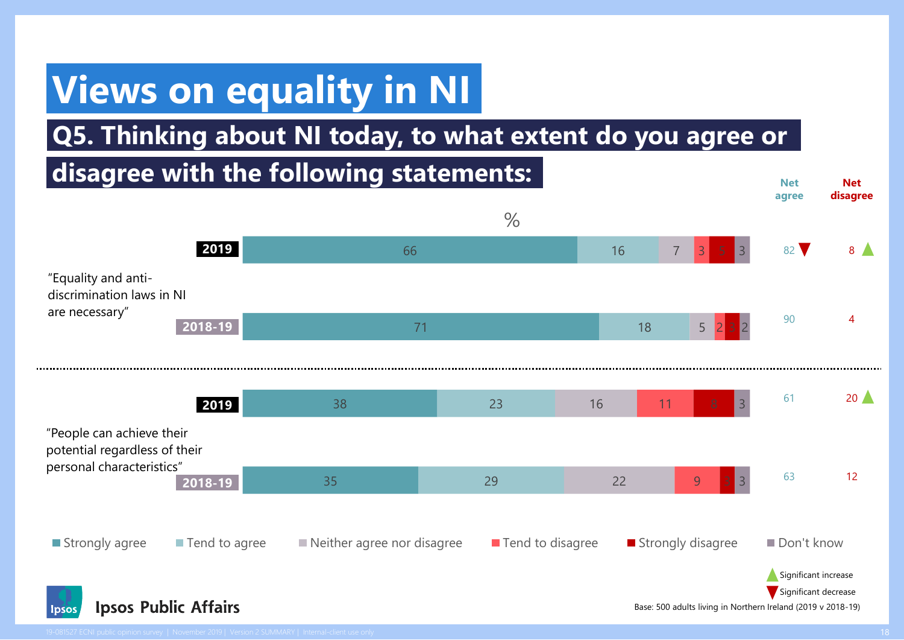# Views on equality in NI

## Q5. Thinking about NI today, to what extent do you agree or disagree with the following statements:

%

| Statement | Year | Strongly agree | Tend to agree | Neither agree nor disagree | Tend to disagree | Strongly disagree | Don't know | Net agree | Net disagree |
|---|---|---|---|---|---|---|---|---|---|
| "Equality and anti-discrimination laws in NI are necessary" | 2019 | 66 | 16 | 7 | 3 | 5 | 3 | 82 ▼ | 8 ▲ |
| | 2018-19 | 71 | 18 | 5 | 2 | 3 | 2 | 90 | 4 |
| "People can achieve their potential regardless of their personal characteristics" | 2019 | 38 | 23 | 16 | 11 | 8 | 3 | 61 | 20 ▲ |
| | 2018-19 | 35 | 29 | 22 | 9 | 3 | 3 | 63 | 12 |

▲ Significant increase

▼ Significant decrease

Base: 500 adults living in Northern Ireland (2019 v 2018-19)

Ipsos Public Affairs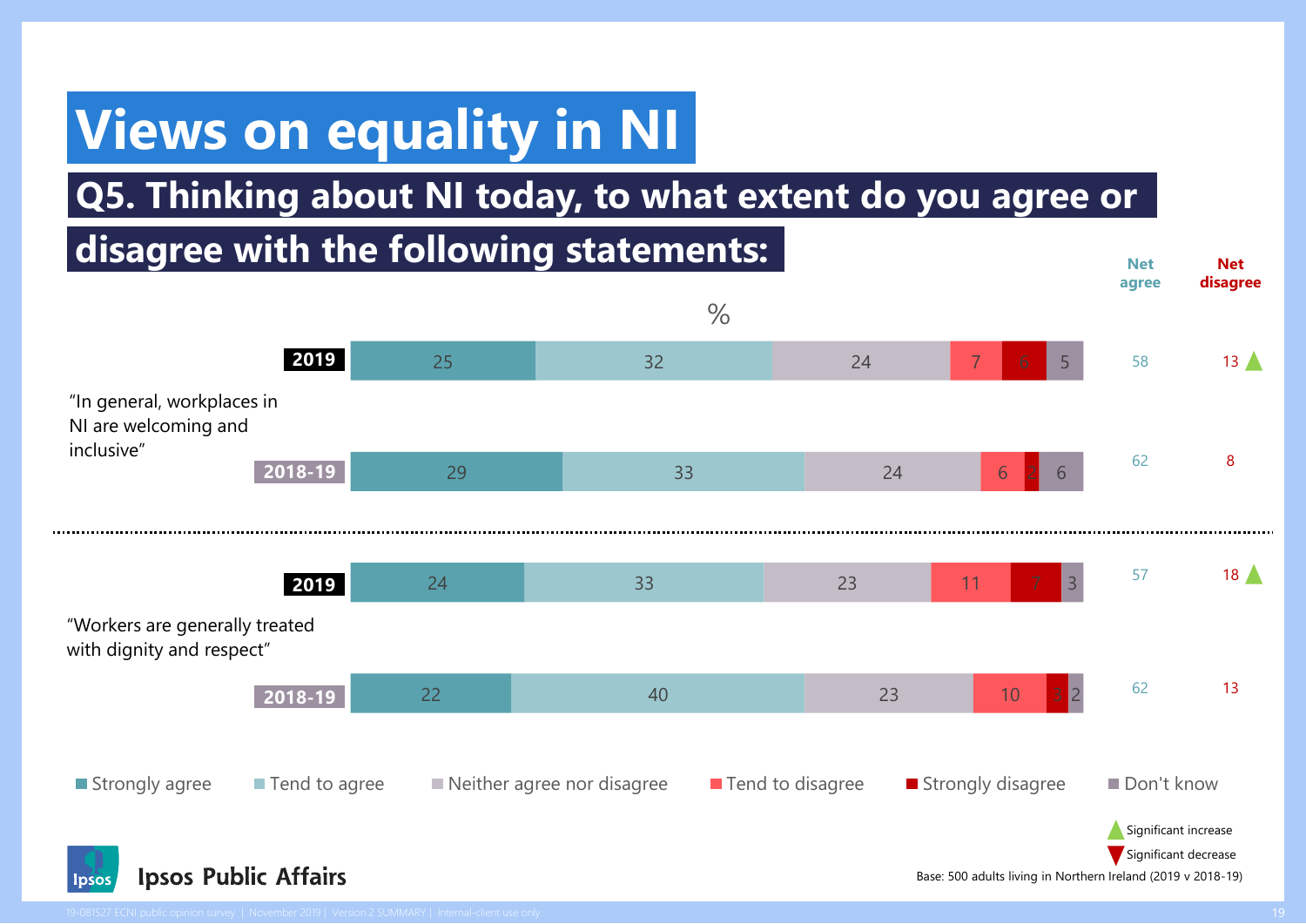# Views on equality in NI

## Q5. Thinking about NI today, to what extent do you agree or disagree with the following statements:

%

| Statement | Year | Strongly agree | Tend to agree | Neither agree nor disagree | Tend to disagree | Strongly disagree | Don't know | Net agree | Net disagree |
|---|---|---|---|---|---|---|---|---|---|
| "In general, workplaces in NI are welcoming and inclusive" | 2019 | 25 | 32 | 24 | 7 | 6 | 5 | 58 | 13 ▲ |
| | 2018-19 | 29 | 33 | 24 | 6 | 2 | 6 | 62 | 8 |
| "Workers are generally treated with dignity and respect" | 2019 | 24 | 33 | 23 | 11 | 7 | 3 | 57 | 18 ▲ |
| | 2018-19 | 22 | 40 | 23 | 10 | 3 | 2 | 62 | 13 |

▲ Significant increase
▼ Significant decrease

Base: 500 adults living in Northern Ireland (2019 v 2018-19)

Ipsos Public Affairs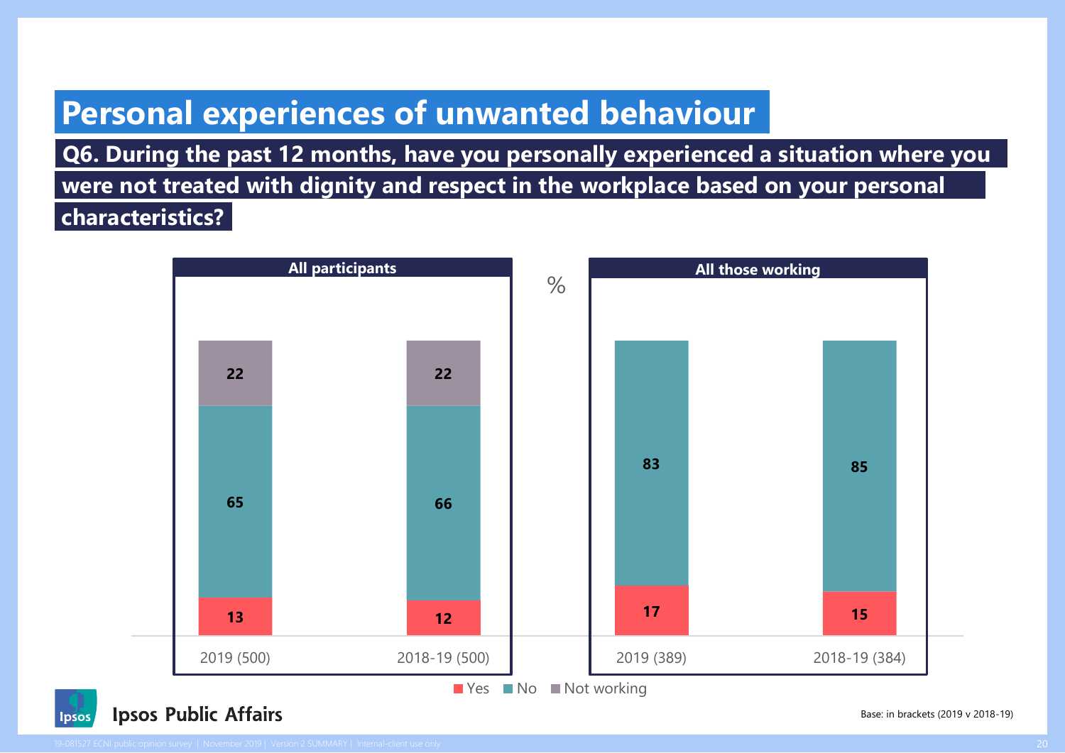# Personal experiences of unwanted behaviour

## Q6. During the past 12 months, have you personally experienced a situation where you were not treated with dignity and respect in the workplace based on your personal characteristics?

%

**All participants**

| | 2019 (500) | 2018-19 (500) |
|---|---|---|
| Yes | 13 | 12 |
| No | 65 | 66 |
| Not working | 22 | 22 |

**All those working**

| | 2019 (389) | 2018-19 (384) |
|---|---|---|
| Yes | 17 | 15 |
| No | 83 | 85 |

Base: in brackets (2019 v 2018-19)

Ipsos Public Affairs

19-081527 ECNI public opinion survey | November 2019 | Version 2 SUMMARY | Internal-client use only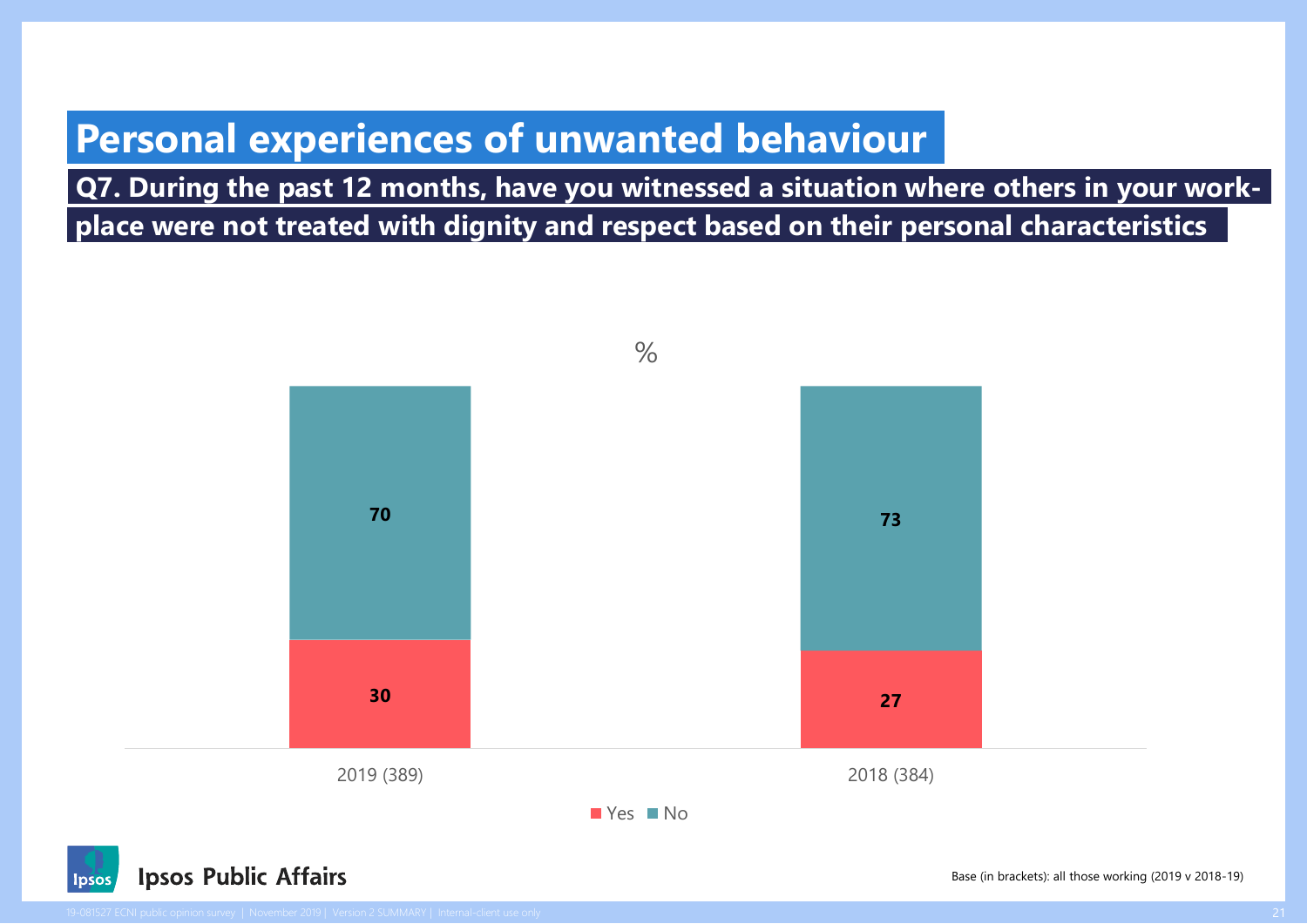# Personal experiences of unwanted behaviour

## Q7. During the past 12 months, have you witnessed a situation where others in your work-place were not treated with dignity and respect based on their personal characteristics

%

| | Yes | No |
|---|---|---|
| 2019 (389) | 30 | 70 |
| 2018 (384) | 27 | 73 |

Ipsos Public Affairs

Base (in brackets): all those working (2019 v 2018-19)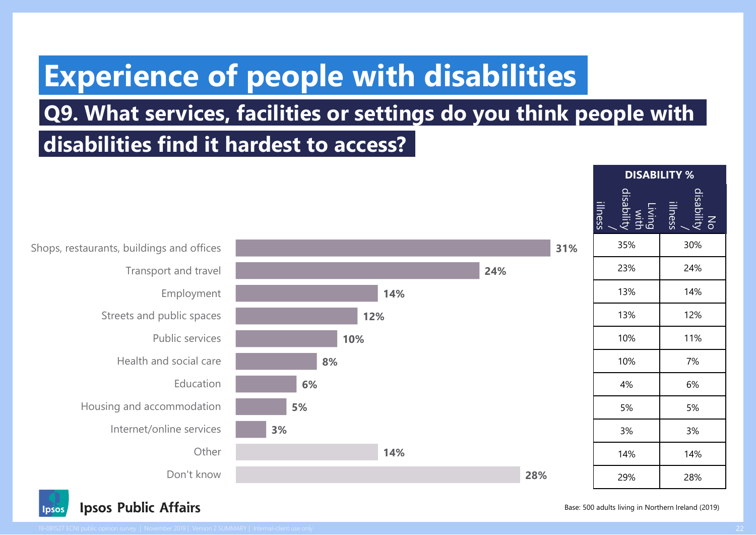# Experience of people with disabilities

## Q9. What services, facilities or settings do you think people with disabilities find it hardest to access?

| | Total | DISABILITY % Living with disability / illness | No disability / illness |
|---|---|---|---|
| Shops, restaurants, buildings and offices | 31% | 35% | 30% |
| Transport and travel | 24% | 23% | 24% |
| Employment | 14% | 13% | 14% |
| Streets and public spaces | 12% | 13% | 12% |
| Public services | 10% | 10% | 11% |
| Health and social care | 8% | 10% | 7% |
| Education | 6% | 4% | 6% |
| Housing and accommodation | 5% | 5% | 5% |
| Internet/online services | 3% | 3% | 3% |
| Other | 14% | 14% | 14% |
| Don't know | 28% | 29% | 28% |

Base: 500 adults living in Northern Ireland (2019)

Ipsos Public Affairs

19-081527 ECNI public opinion survey | November 2019 | Version 2 SUMMARY | Internal-client use only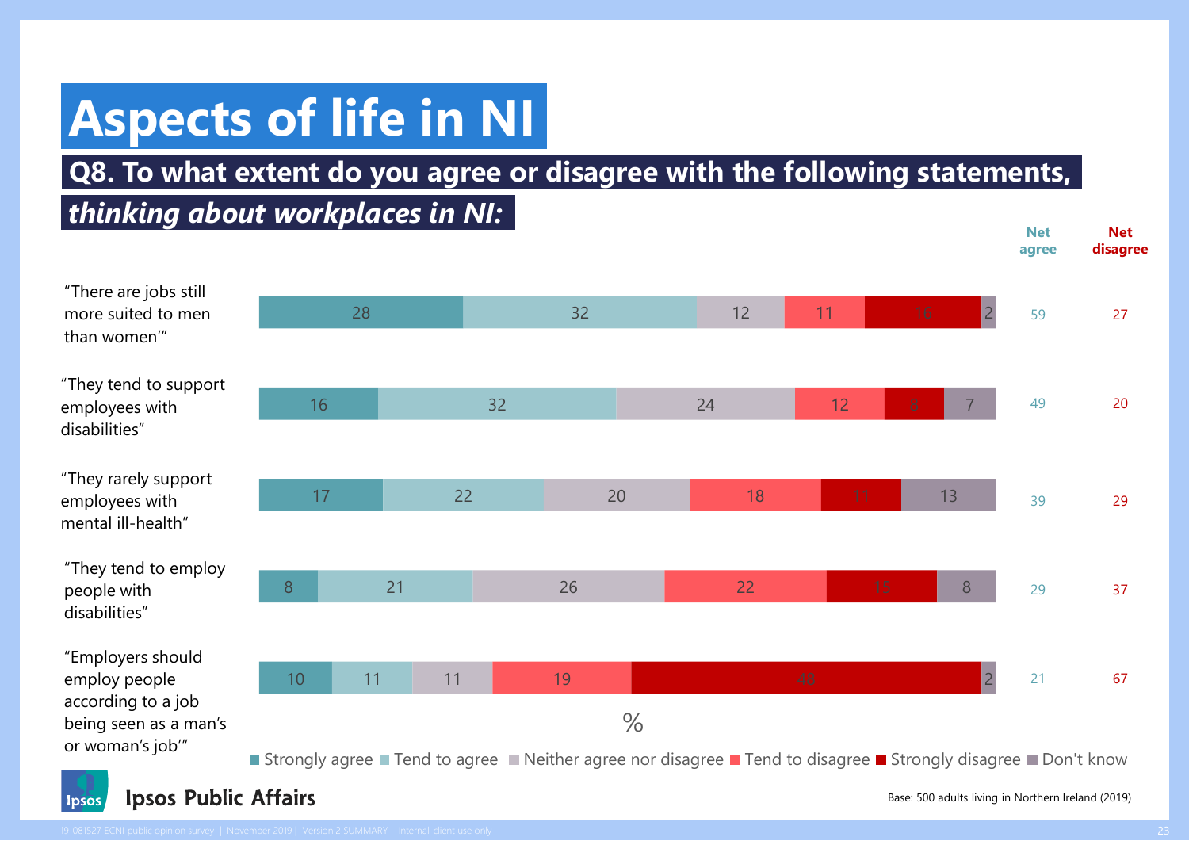# Aspects of life in NI

## Q8. To what extent do you agree or disagree with the following statements, *thinking about workplaces in NI:*

| Statement | Strongly agree | Tend to agree | Neither agree nor disagree | Tend to disagree | Strongly disagree | Don't know | Net agree | Net disagree |
|---|---|---|---|---|---|---|---|---|
| "There are jobs still more suited to men than women'" | 28 | 32 | 12 | 11 | 16 | 2 | 59 | 27 |
| "They tend to support employees with disabilities" | 16 | 32 | 24 | 12 | 8 | 7 | 49 | 20 |
| "They rarely support employees with mental ill-health" | 17 | 22 | 20 | 18 | 11 | 13 | 39 | 29 |
| "They tend to employ people with disabilities" | 8 | 21 | 26 | 22 | 15 | 8 | 29 | 37 |
| "Employers should employ people according to a job being seen as a man's or woman's job'" | 10 | 11 | 11 | 19 | 48 | 2 | 21 | 67 |

%

Base: 500 adults living in Northern Ireland (2019)

Ipsos Public Affairs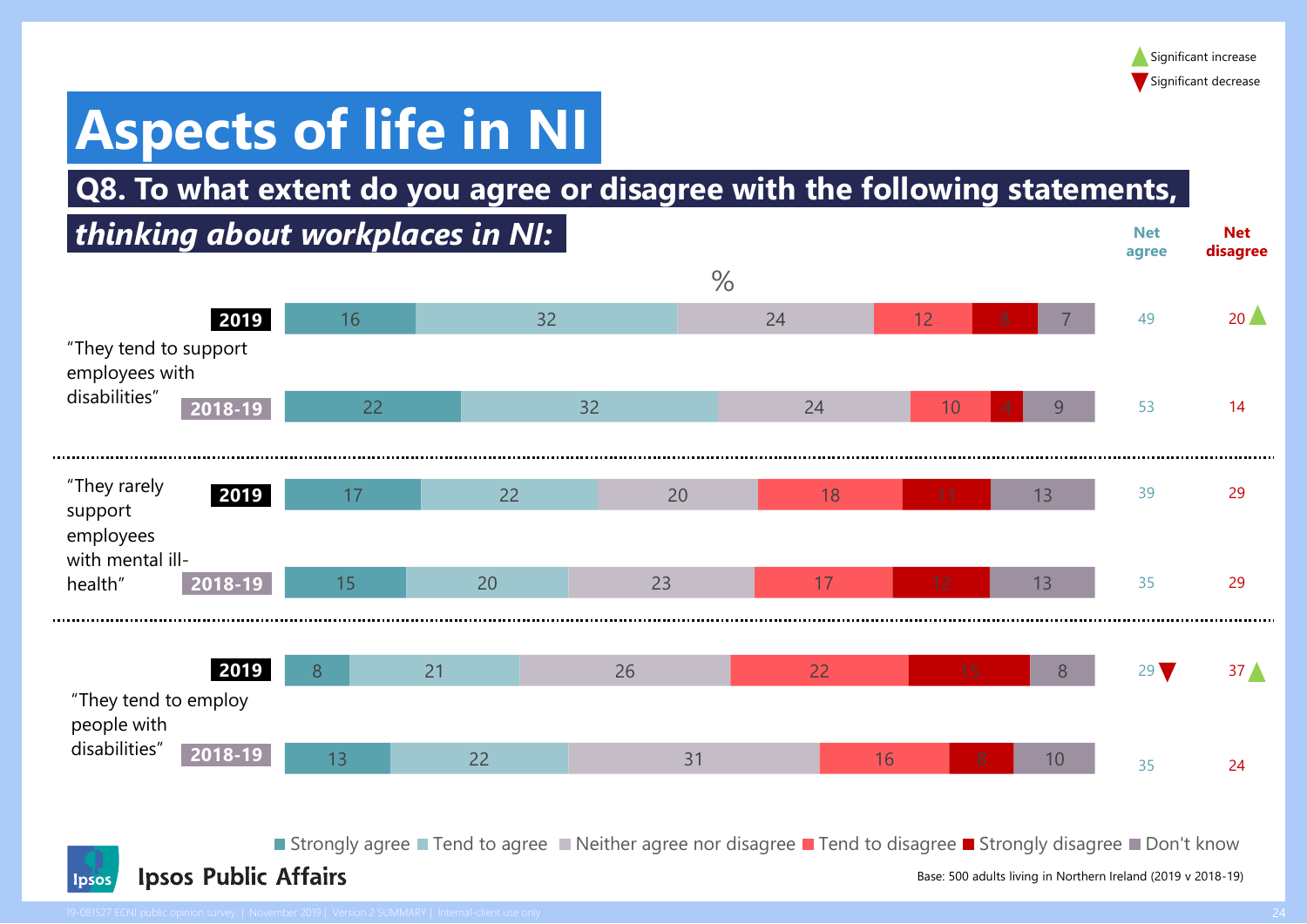# Aspects of life in NI

## Q8. To what extent do you agree or disagree with the following statements, *thinking about workplaces in NI:*

Significant increase ▲ / Significant decrease ▼

%

| Statement | Year | Strongly agree | Tend to agree | Neither agree nor disagree | Tend to disagree | Strongly disagree | Don't know | Net agree | Net disagree |
|---|---|---|---|---|---|---|---|---|---|
| "They tend to support employees with disabilities" | 2019 | 16 | 32 | 24 | 12 | 8 | 7 | 49 | 20 ▲ |
| | 2018-19 | 22 | 32 | 24 | 10 | 4 | 9 | 53 | 14 |
| "They rarely support employees with mental ill-health" | 2019 | 17 | 22 | 20 | 18 | 11 | 13 | 39 | 29 |
| | 2018-19 | 15 | 20 | 23 | 17 | 12 | 13 | 35 | 29 |
| "They tend to employ people with disabilities" | 2019 | 8 | 21 | 26 | 22 | 15 | 8 | 29 ▼ | 37 ▲ |
| | 2018-19 | 13 | 22 | 31 | 16 | 8 | 10 | 35 | 24 |

Base: 500 adults living in Northern Ireland (2019 v 2018-19)

Ipsos Public Affairs

19-081527 ECNI public opinion survey | November 2019 | Version 2 SUMMARY | Internal-client use only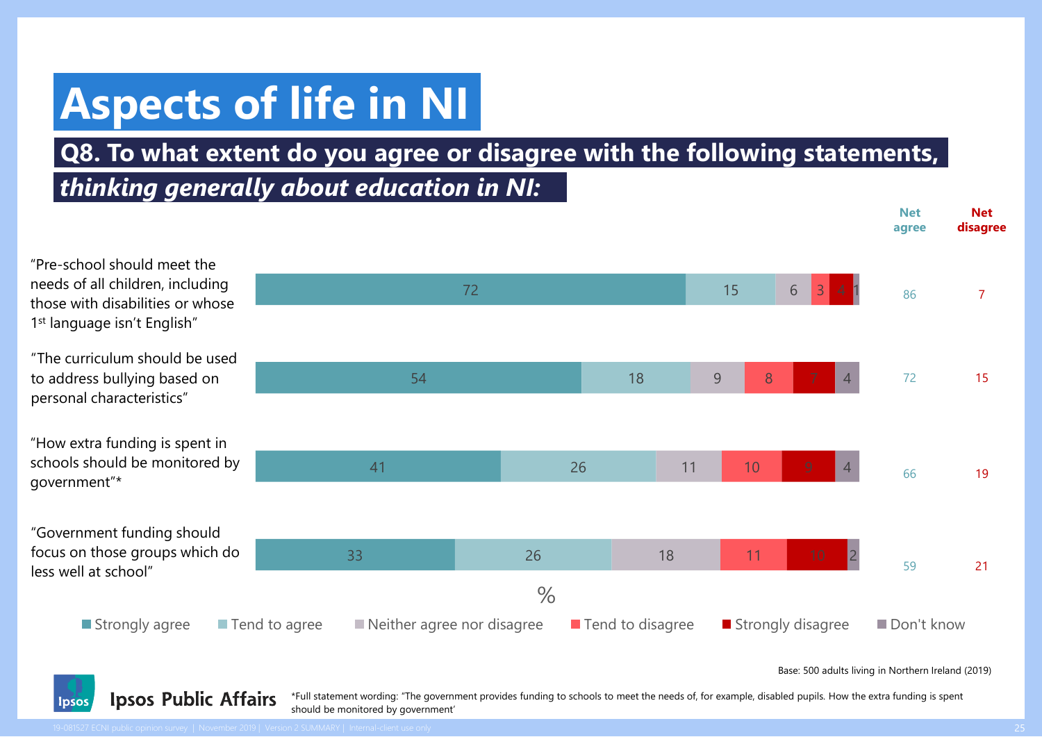# Aspects of life in NI

## Q8. To what extent do you agree or disagree with the following statements, *thinking generally about education in NI:*

| Statement | Strongly agree | Tend to agree | Neither agree nor disagree | Tend to disagree | Strongly disagree | Don't know | Net agree | Net disagree |
|---|---|---|---|---|---|---|---|---|
| "Pre-school should meet the needs of all children, including those with disabilities or whose 1st language isn't English" | 72 | 15 | 6 | 3 | 4 | 1 | 86 | 7 |
| "The curriculum should be used to address bullying based on personal characteristics" | 54 | 18 | 9 | 8 | 7 | 4 | 72 | 15 |
| "How extra funding is spent in schools should be monitored by government"* | 41 | 26 | 11 | 10 | 9 | 4 | 66 | 19 |
| "Government funding should focus on those groups which do less well at school" | 33 | 26 | 18 | 11 | 10 | 2 | 59 | 21 |

%

Base: 500 adults living in Northern Ireland (2019)

Ipsos Public Affairs

*Full statement wording: "The government provides funding to schools to meet the needs of, for example, disabled pupils. How the extra funding is spent should be monitored by government'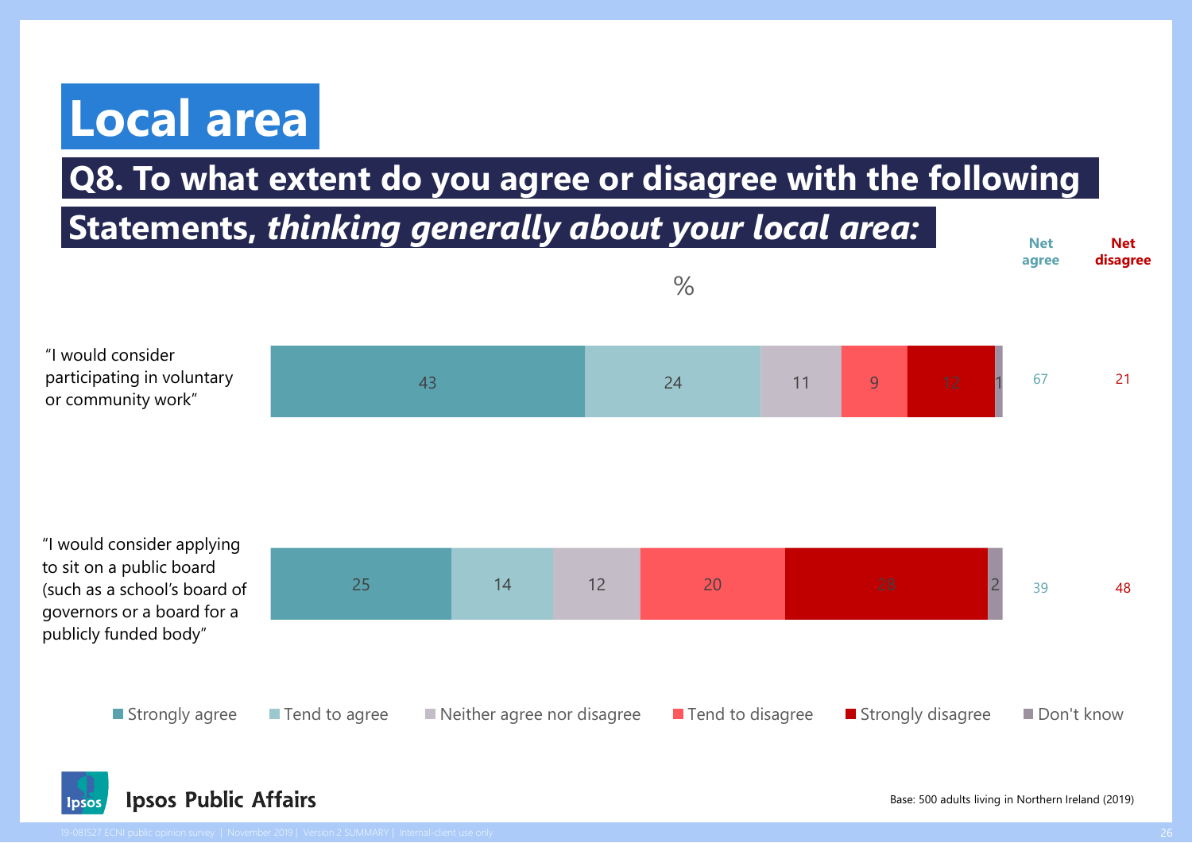# Local area

## Q8. To what extent do you agree or disagree with the following Statements, *thinking generally about your local area:*

%

| Statement | Strongly agree | Tend to agree | Neither agree nor disagree | Tend to disagree | Strongly disagree | Don't know | Net agree | Net disagree |
|---|---|---|---|---|---|---|---|---|
| "I would consider participating in voluntary or community work" | 43 | 24 | 11 | 9 | 12 | 1 | 67 | 21 |
| "I would consider applying to sit on a public board (such as a school's board of governors or a board for a publicly funded body" | 25 | 14 | 12 | 20 | 28 | 2 | 39 | 48 |

Base: 500 adults living in Northern Ireland (2019)

Ipsos Public Affairs

19-081527 ECNI public opinion survey | November 2019 | Version 2 SUMMARY | Internal-client use only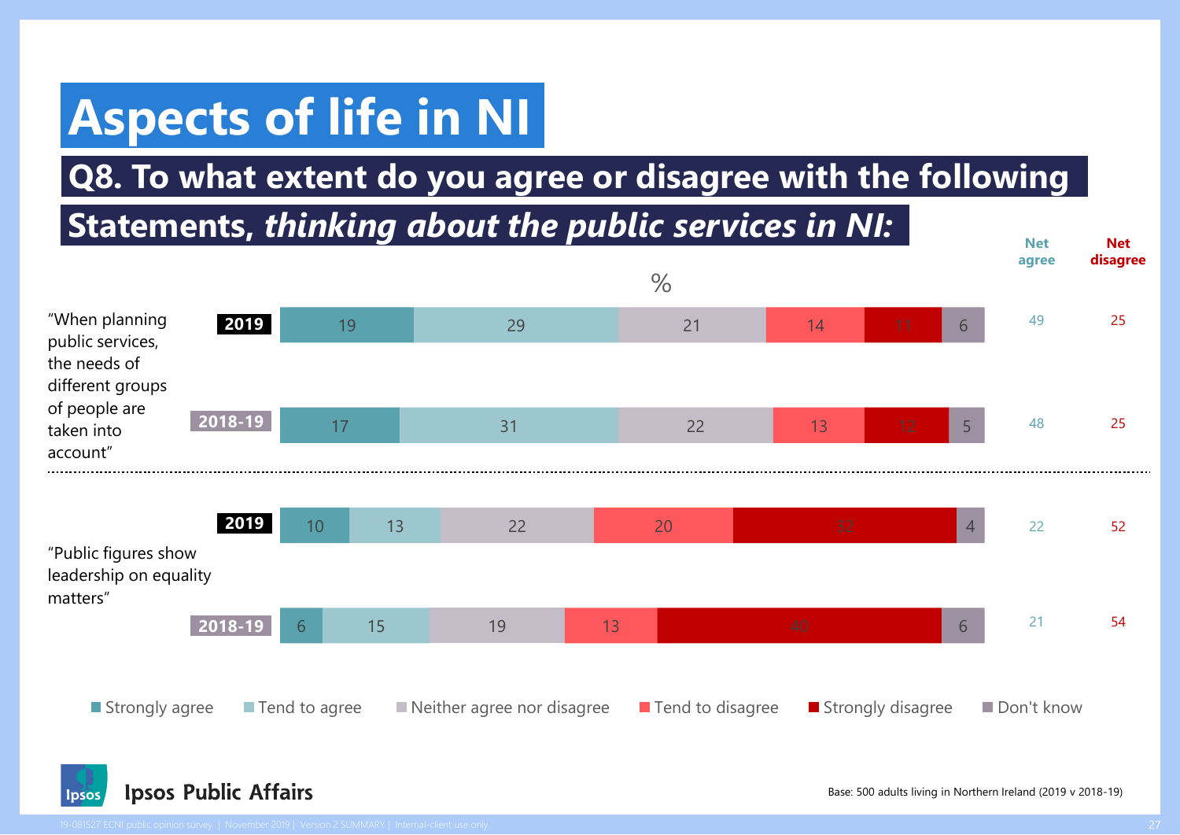# Aspects of life in NI

## Q8. To what extent do you agree or disagree with the following Statements, *thinking about the public services in NI:*

%

| Statement | Year | Strongly agree | Tend to agree | Neither agree nor disagree | Tend to disagree | Strongly disagree | Don't know | Net agree | Net disagree |
|---|---|---|---|---|---|---|---|---|---|
| "When planning public services, the needs of different groups of people are taken into account" | 2019 | 19 | 29 | 21 | 14 | 11 | 6 | 49 | 25 |
| | 2018-19 | 17 | 31 | 22 | 13 | 12 | 5 | 48 | 25 |
| "Public figures show leadership on equality matters" | 2019 | 10 | 13 | 22 | 20 | 32 | 4 | 22 | 52 |
| | 2018-19 | 6 | 15 | 19 | 13 | 40 | 6 | 21 | 54 |

Base: 500 adults living in Northern Ireland (2019 v 2018-19)

Ipsos Public Affairs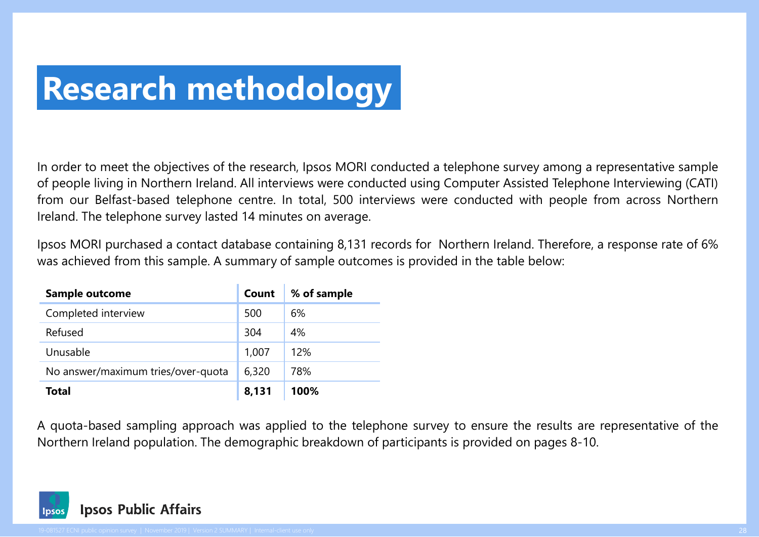# Research methodology

In order to meet the objectives of the research, Ipsos MORI conducted a telephone survey among a representative sample of people living in Northern Ireland. All interviews were conducted using Computer Assisted Telephone Interviewing (CATI) from our Belfast-based telephone centre. In total, 500 interviews were conducted with people from across Northern Ireland. The telephone survey lasted 14 minutes on average.

Ipsos MORI purchased a contact database containing 8,131 records for Northern Ireland. Therefore, a response rate of 6% was achieved from this sample. A summary of sample outcomes is provided in the table below:

| Sample outcome | Count | % of sample |
|---|---|---|
| Completed interview | 500 | 6% |
| Refused | 304 | 4% |
| Unusable | 1,007 | 12% |
| No answer/maximum tries/over-quota | 6,320 | 78% |
| **Total** | **8,131** | **100%** |

A quota-based sampling approach was applied to the telephone survey to ensure the results are representative of the Northern Ireland population. The demographic breakdown of participants is provided on pages 8-10.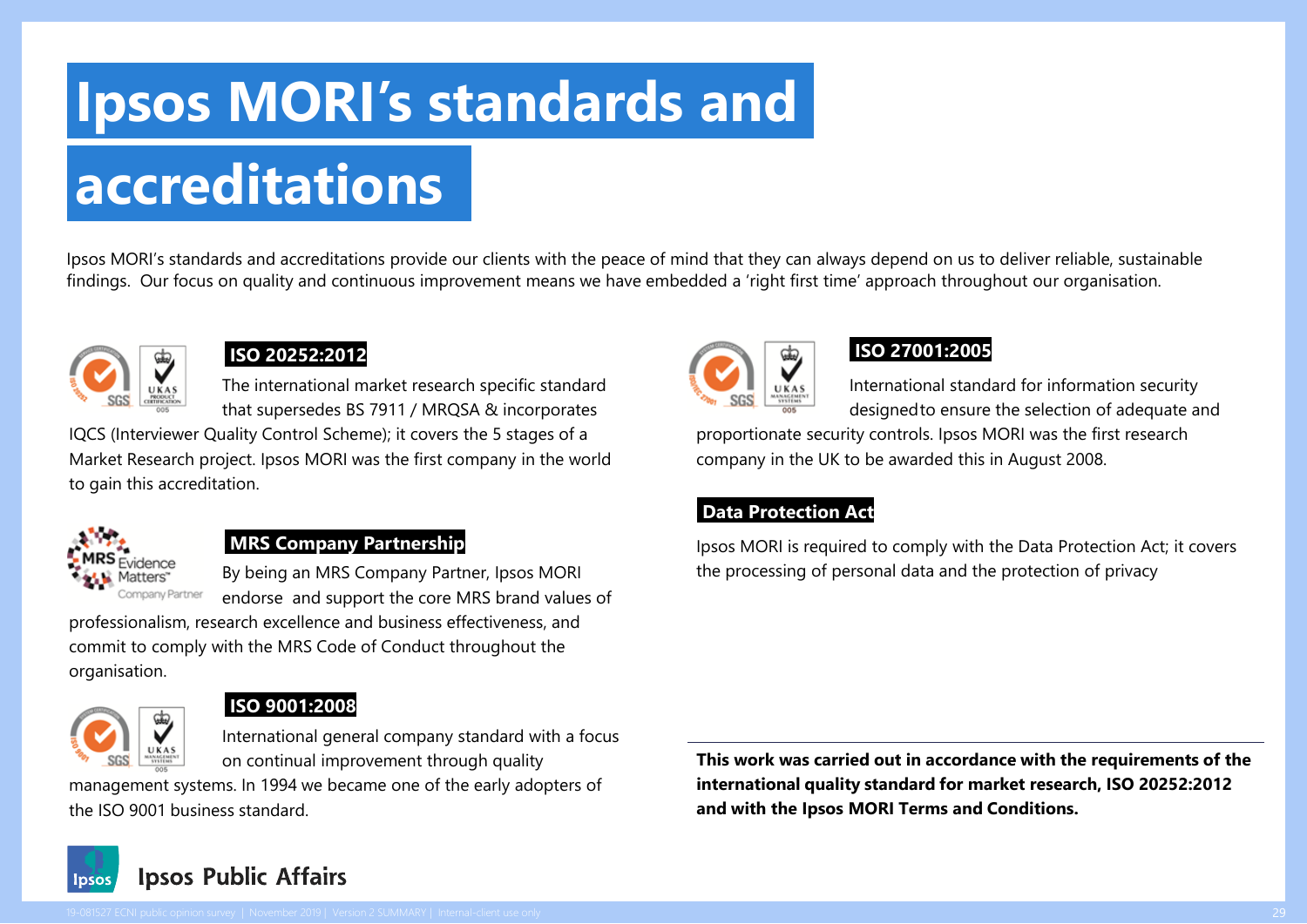# Ipsos MORI's standards and accreditations

Ipsos MORI's standards and accreditations provide our clients with the peace of mind that they can always depend on us to deliver reliable, sustainable findings. Our focus on quality and continuous improvement means we have embedded a 'right first time' approach throughout our organisation.

### ISO 20252:2012

The international market research specific standard that supersedes BS 7911 / MRQSA & incorporates IQCS (Interviewer Quality Control Scheme); it covers the 5 stages of a Market Research project. Ipsos MORI was the first company in the world to gain this accreditation.

### MRS Company Partnership

By being an MRS Company Partner, Ipsos MORI endorse and support the core MRS brand values of professionalism, research excellence and business effectiveness, and commit to comply with the MRS Code of Conduct throughout the organisation.

### ISO 9001:2008

International general company standard with a focus on continual improvement through quality management systems. In 1994 we became one of the early adopters of the ISO 9001 business standard.

### ISO 27001:2005

International standard for information security designed to ensure the selection of adequate and proportionate security controls. Ipsos MORI was the first research company in the UK to be awarded this in August 2008.

### Data Protection Act

Ipsos MORI is required to comply with the Data Protection Act; it covers the processing of personal data and the protection of privacy

**This work was carried out in accordance with the requirements of the international quality standard for market research, ISO 20252:2012 and with the Ipsos MORI Terms and Conditions.**

Ipsos Public Affairs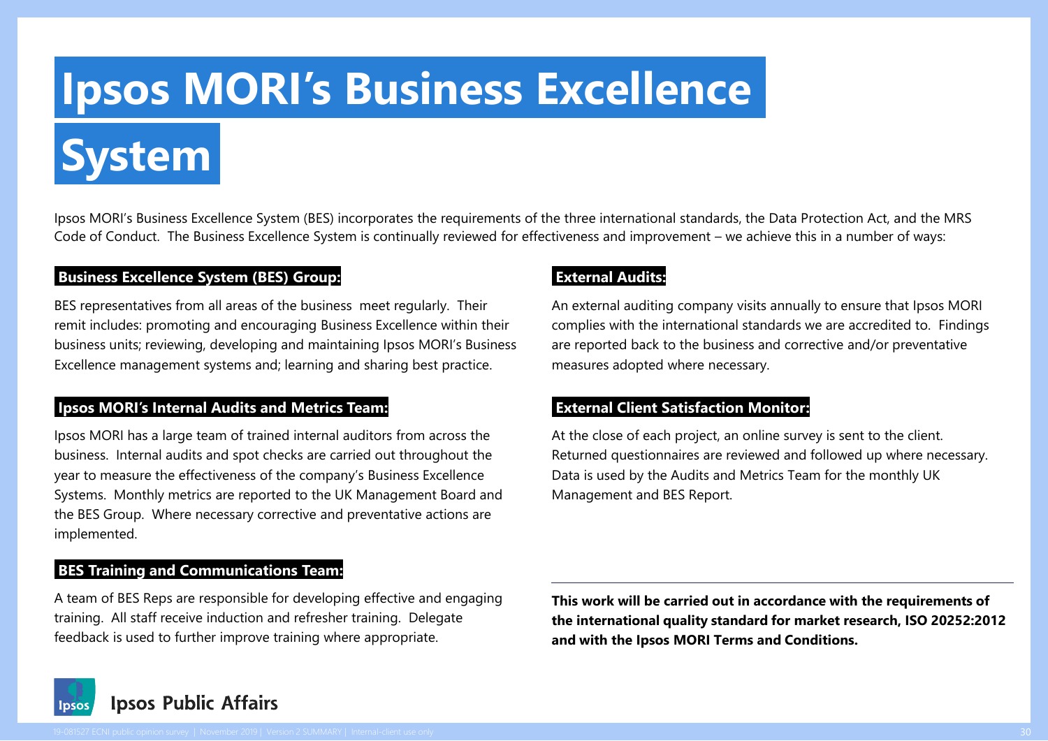# Ipsos MORI's Business Excellence System

Ipsos MORI's Business Excellence System (BES) incorporates the requirements of the three international standards, the Data Protection Act, and the MRS Code of Conduct. The Business Excellence System is continually reviewed for effectiveness and improvement – we achieve this in a number of ways:

**Business Excellence System (BES) Group:**

BES representatives from all areas of the business meet regularly. Their remit includes: promoting and encouraging Business Excellence within their business units; reviewing, developing and maintaining Ipsos MORI's Business Excellence management systems and; learning and sharing best practice.

**Ipsos MORI's Internal Audits and Metrics Team:**

Ipsos MORI has a large team of trained internal auditors from across the business. Internal audits and spot checks are carried out throughout the year to measure the effectiveness of the company's Business Excellence Systems. Monthly metrics are reported to the UK Management Board and the BES Group. Where necessary corrective and preventative actions are implemented.

**BES Training and Communications Team:**

A team of BES Reps are responsible for developing effective and engaging training. All staff receive induction and refresher training. Delegate feedback is used to further improve training where appropriate.

**External Audits:**

An external auditing company visits annually to ensure that Ipsos MORI complies with the international standards we are accredited to. Findings are reported back to the business and corrective and/or preventative measures adopted where necessary.

**External Client Satisfaction Monitor:**

At the close of each project, an online survey is sent to the client. Returned questionnaires are reviewed and followed up where necessary. Data is used by the Audits and Metrics Team for the monthly UK Management and BES Report.

---

**This work will be carried out in accordance with the requirements of the international quality standard for market research, ISO 20252:2012 and with the Ipsos MORI Terms and Conditions.**

Ipsos Public Affairs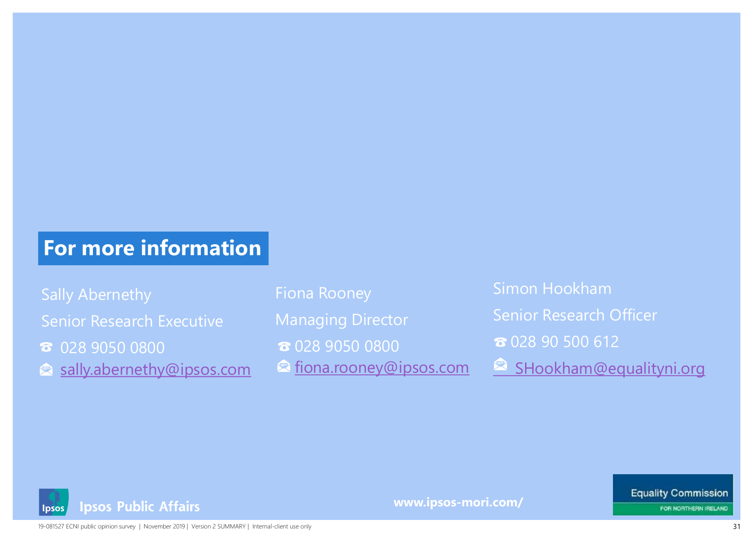# For more information

Sally Abernethy

Senior Research Executive

☎ 028 9050 0800

sally.abernethy@ipsos.com

Fiona Rooney

Managing Director

☎ 028 9050 0800

fiona.rooney@ipsos.com

Simon Hookham

Senior Research Officer

☎ 028 90 500 612

SHookham@equalityni.org

Ipsos Public Affairs

www.ipsos-mori.com/

Equality Commission FOR NORTHERN IRELAND